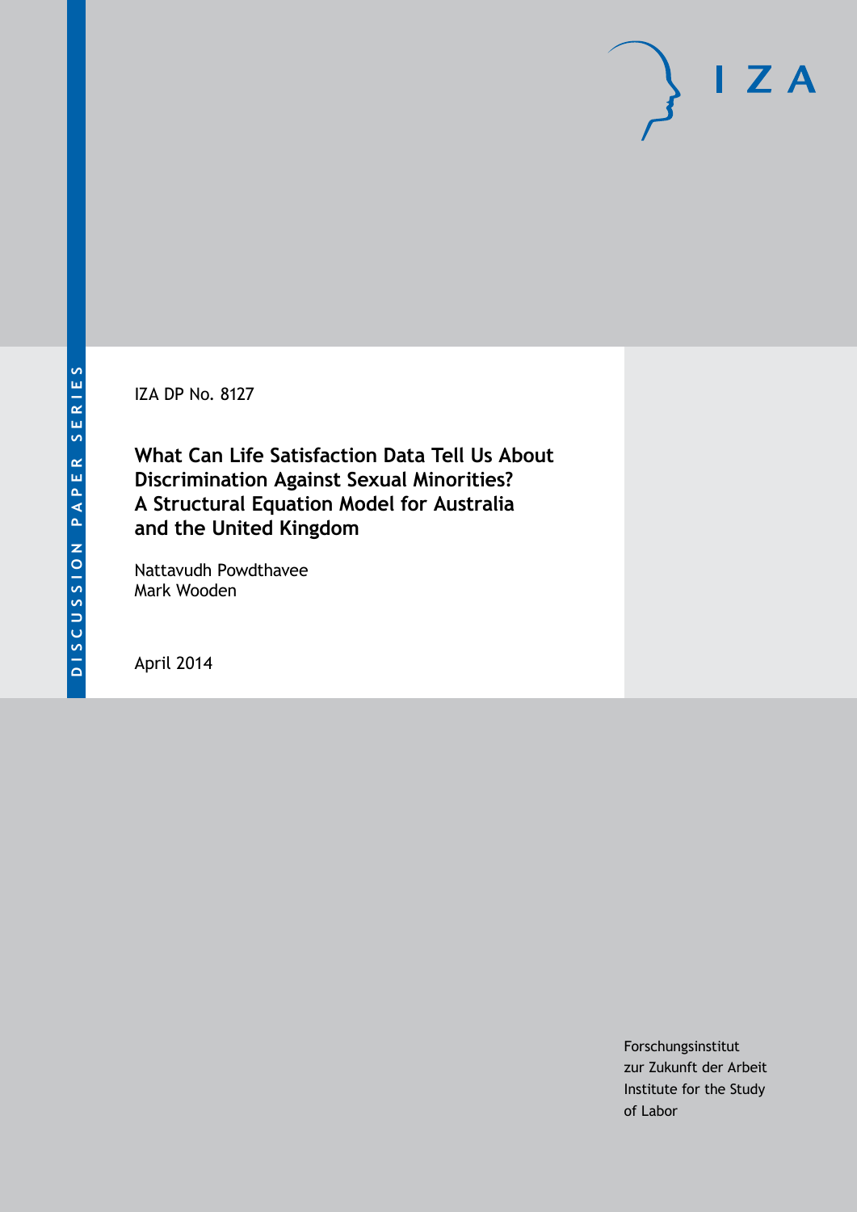DISCUSSION PAPER SERIES

IZA

IZA DP No. 8127

# What Can Life Satisfaction Data Tell Us About Discrimination Against Sexual Minorities? A Structural Equation Model for Australia and the United Kingdom

Nattavudh Powdthavee
Mark Wooden

April 2014

Forschungsinstitut
zur Zukunft der Arbeit
Institute for the Study
of Labor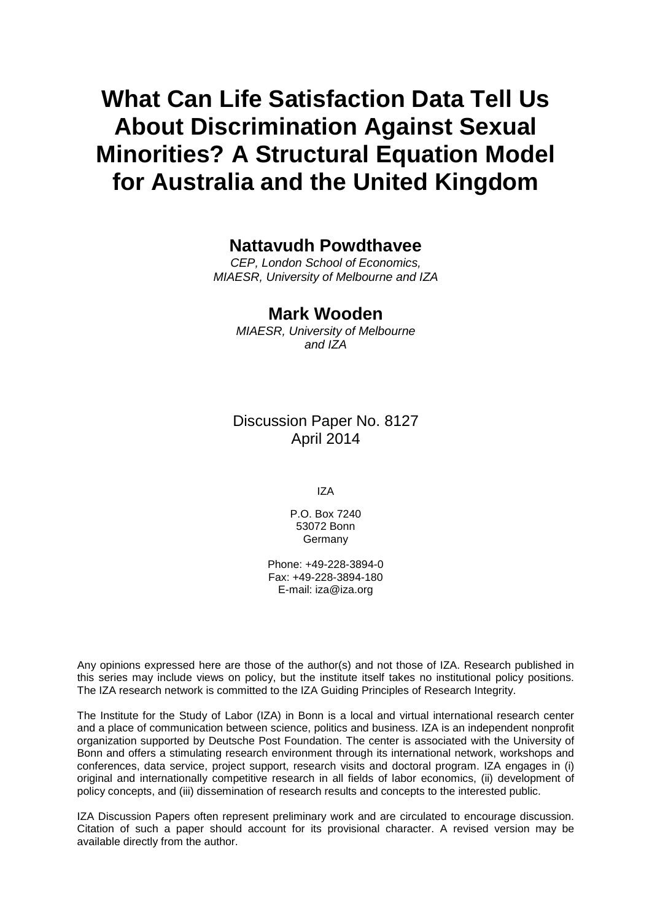# What Can Life Satisfaction Data Tell Us About Discrimination Against Sexual Minorities? A Structural Equation Model for Australia and the United Kingdom

**Nattavudh Powdthavee**

*CEP, London School of Economics, MIAESR, University of Melbourne and IZA*

**Mark Wooden**

*MIAESR, University of Melbourne and IZA*

Discussion Paper No. 8127
April 2014

IZA

P.O. Box 7240
53072 Bonn
Germany

Phone: +49-228-3894-0
Fax: +49-228-3894-180
E-mail: iza@iza.org

Any opinions expressed here are those of the author(s) and not those of IZA. Research published in this series may include views on policy, but the institute itself takes no institutional policy positions. The IZA research network is committed to the IZA Guiding Principles of Research Integrity.

The Institute for the Study of Labor (IZA) in Bonn is a local and virtual international research center and a place of communication between science, politics and business. IZA is an independent nonprofit organization supported by Deutsche Post Foundation. The center is associated with the University of Bonn and offers a stimulating research environment through its international network, workshops and conferences, data service, project support, research visits and doctoral program. IZA engages in (i) original and internationally competitive research in all fields of labor economics, (ii) development of policy concepts, and (iii) dissemination of research results and concepts to the interested public.

IZA Discussion Papers often represent preliminary work and are circulated to encourage discussion. Citation of such a paper should account for its provisional character. A revised version may be available directly from the author.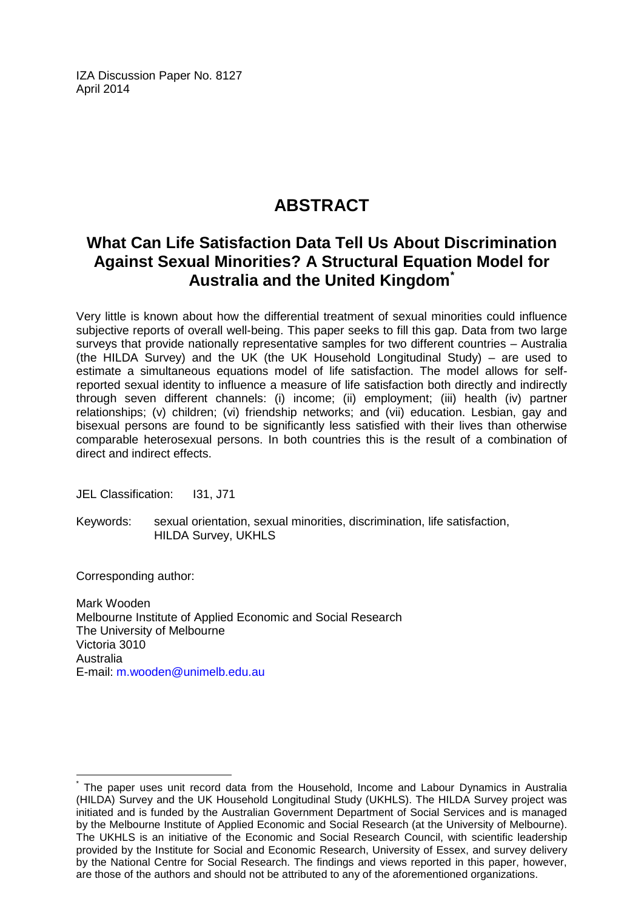IZA Discussion Paper No. 8127
April 2014

# ABSTRACT

## What Can Life Satisfaction Data Tell Us About Discrimination Against Sexual Minorities? A Structural Equation Model for Australia and the United Kingdom*

Very little is known about how the differential treatment of sexual minorities could influence subjective reports of overall well-being. This paper seeks to fill this gap. Data from two large surveys that provide nationally representative samples for two different countries – Australia (the HILDA Survey) and the UK (the UK Household Longitudinal Study) – are used to estimate a simultaneous equations model of life satisfaction. The model allows for self-reported sexual identity to influence a measure of life satisfaction both directly and indirectly through seven different channels: (i) income; (ii) employment; (iii) health (iv) partner relationships; (v) children; (vi) friendship networks; and (vii) education. Lesbian, gay and bisexual persons are found to be significantly less satisfied with their lives than otherwise comparable heterosexual persons. In both countries this is the result of a combination of direct and indirect effects.

JEL Classification: I31, J71

Keywords: sexual orientation, sexual minorities, discrimination, life satisfaction, HILDA Survey, UKHLS

Corresponding author:

Mark Wooden
Melbourne Institute of Applied Economic and Social Research
The University of Melbourne
Victoria 3010
Australia
E-mail: m.wooden@unimelb.edu.au

---

* The paper uses unit record data from the Household, Income and Labour Dynamics in Australia (HILDA) Survey and the UK Household Longitudinal Study (UKHLS). The HILDA Survey project was initiated and is funded by the Australian Government Department of Social Services and is managed by the Melbourne Institute of Applied Economic and Social Research (at the University of Melbourne). The UKHLS is an initiative of the Economic and Social Research Council, with scientific leadership provided by the Institute for Social and Economic Research, University of Essex, and survey delivery by the National Centre for Social Research. The findings and views reported in this paper, however, are those of the authors and should not be attributed to any of the aforementioned organizations.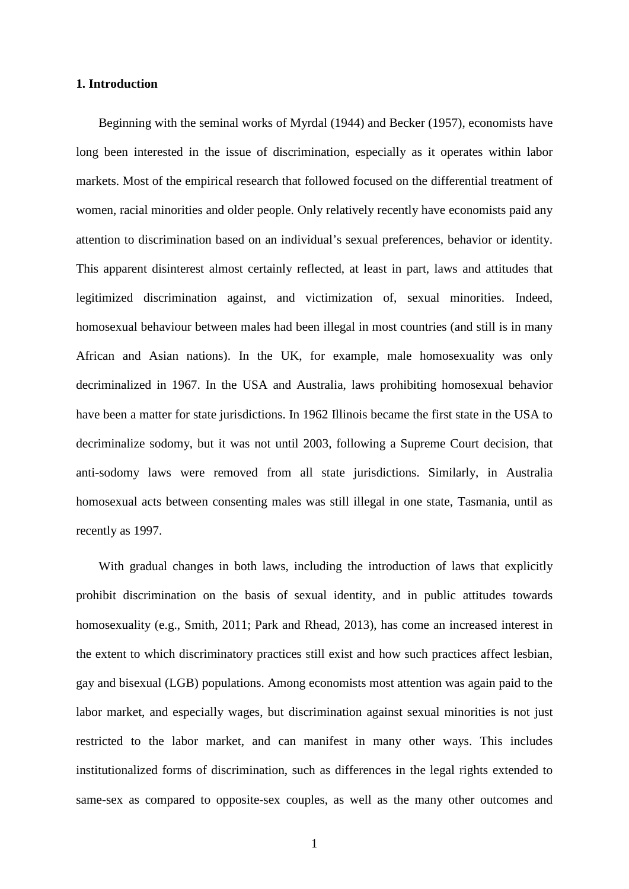**1. Introduction**

Beginning with the seminal works of Myrdal (1944) and Becker (1957), economists have long been interested in the issue of discrimination, especially as it operates within labor markets. Most of the empirical research that followed focused on the differential treatment of women, racial minorities and older people. Only relatively recently have economists paid any attention to discrimination based on an individual's sexual preferences, behavior or identity. This apparent disinterest almost certainly reflected, at least in part, laws and attitudes that legitimized discrimination against, and victimization of, sexual minorities. Indeed, homosexual behaviour between males had been illegal in most countries (and still is in many African and Asian nations). In the UK, for example, male homosexuality was only decriminalized in 1967. In the USA and Australia, laws prohibiting homosexual behavior have been a matter for state jurisdictions. In 1962 Illinois became the first state in the USA to decriminalize sodomy, but it was not until 2003, following a Supreme Court decision, that anti-sodomy laws were removed from all state jurisdictions. Similarly, in Australia homosexual acts between consenting males was still illegal in one state, Tasmania, until as recently as 1997.

With gradual changes in both laws, including the introduction of laws that explicitly prohibit discrimination on the basis of sexual identity, and in public attitudes towards homosexuality (e.g., Smith, 2011; Park and Rhead, 2013), has come an increased interest in the extent to which discriminatory practices still exist and how such practices affect lesbian, gay and bisexual (LGB) populations. Among economists most attention was again paid to the labor market, and especially wages, but discrimination against sexual minorities is not just restricted to the labor market, and can manifest in many other ways. This includes institutionalized forms of discrimination, such as differences in the legal rights extended to same-sex as compared to opposite-sex couples, as well as the many other outcomes and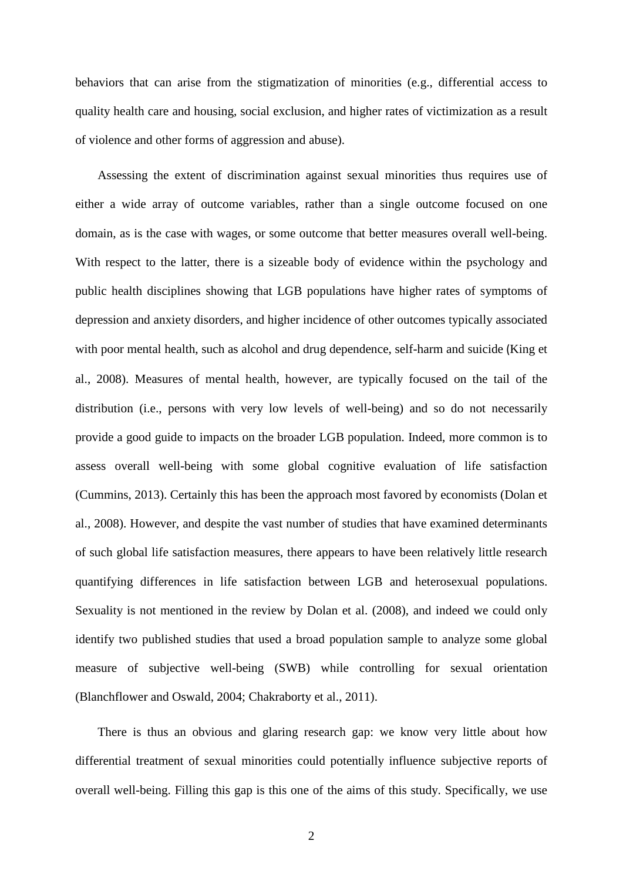behaviors that can arise from the stigmatization of minorities (e.g., differential access to quality health care and housing, social exclusion, and higher rates of victimization as a result of violence and other forms of aggression and abuse).

Assessing the extent of discrimination against sexual minorities thus requires use of either a wide array of outcome variables, rather than a single outcome focused on one domain, as is the case with wages, or some outcome that better measures overall well-being. With respect to the latter, there is a sizeable body of evidence within the psychology and public health disciplines showing that LGB populations have higher rates of symptoms of depression and anxiety disorders, and higher incidence of other outcomes typically associated with poor mental health, such as alcohol and drug dependence, self-harm and suicide (King et al., 2008). Measures of mental health, however, are typically focused on the tail of the distribution (i.e., persons with very low levels of well-being) and so do not necessarily provide a good guide to impacts on the broader LGB population. Indeed, more common is to assess overall well-being with some global cognitive evaluation of life satisfaction (Cummins, 2013). Certainly this has been the approach most favored by economists (Dolan et al., 2008). However, and despite the vast number of studies that have examined determinants of such global life satisfaction measures, there appears to have been relatively little research quantifying differences in life satisfaction between LGB and heterosexual populations. Sexuality is not mentioned in the review by Dolan et al. (2008), and indeed we could only identify two published studies that used a broad population sample to analyze some global measure of subjective well-being (SWB) while controlling for sexual orientation (Blanchflower and Oswald, 2004; Chakraborty et al., 2011).

There is thus an obvious and glaring research gap: we know very little about how differential treatment of sexual minorities could potentially influence subjective reports of overall well-being. Filling this gap is this one of the aims of this study. Specifically, we use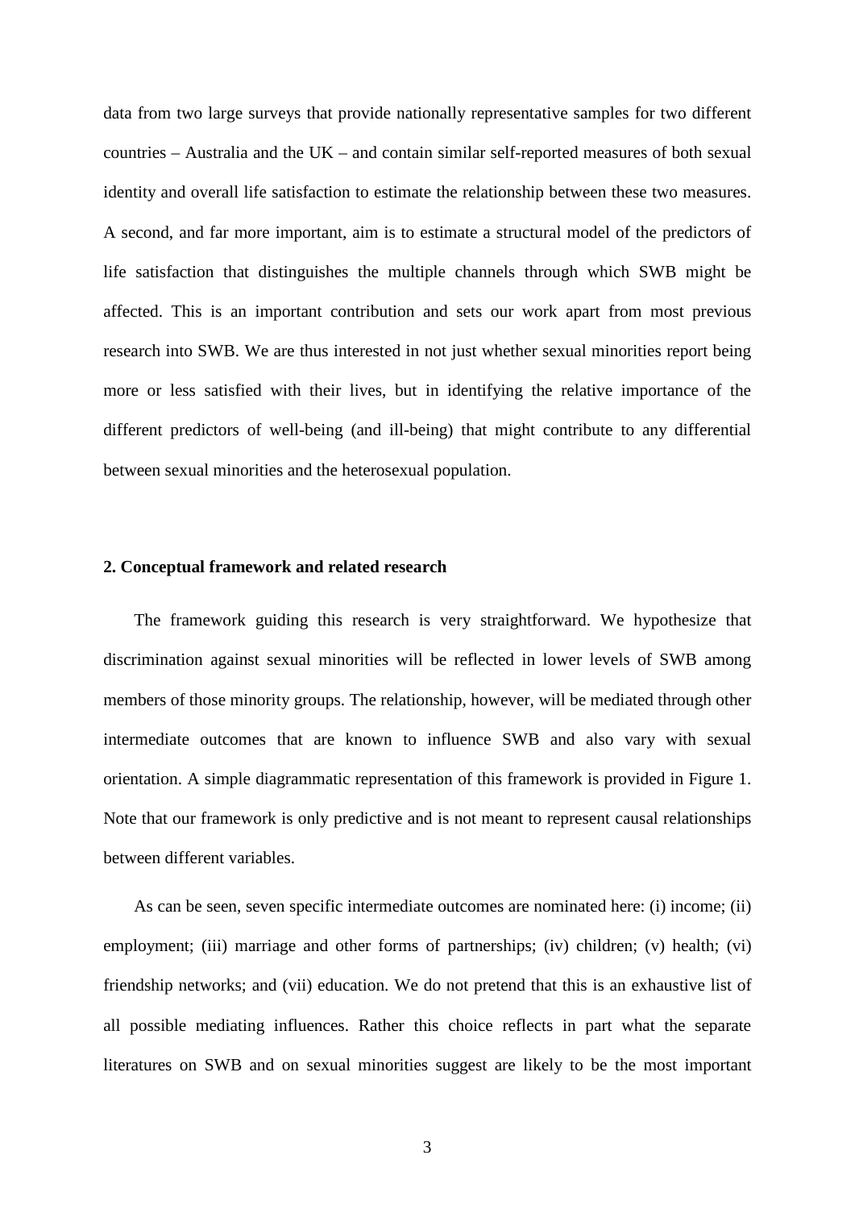data from two large surveys that provide nationally representative samples for two different countries – Australia and the UK – and contain similar self-reported measures of both sexual identity and overall life satisfaction to estimate the relationship between these two measures. A second, and far more important, aim is to estimate a structural model of the predictors of life satisfaction that distinguishes the multiple channels through which SWB might be affected. This is an important contribution and sets our work apart from most previous research into SWB. We are thus interested in not just whether sexual minorities report being more or less satisfied with their lives, but in identifying the relative importance of the different predictors of well-being (and ill-being) that might contribute to any differential between sexual minorities and the heterosexual population.

## 2. Conceptual framework and related research

The framework guiding this research is very straightforward. We hypothesize that discrimination against sexual minorities will be reflected in lower levels of SWB among members of those minority groups. The relationship, however, will be mediated through other intermediate outcomes that are known to influence SWB and also vary with sexual orientation. A simple diagrammatic representation of this framework is provided in Figure 1. Note that our framework is only predictive and is not meant to represent causal relationships between different variables.

As can be seen, seven specific intermediate outcomes are nominated here: (i) income; (ii) employment; (iii) marriage and other forms of partnerships; (iv) children; (v) health; (vi) friendship networks; and (vii) education. We do not pretend that this is an exhaustive list of all possible mediating influences. Rather this choice reflects in part what the separate literatures on SWB and on sexual minorities suggest are likely to be the most important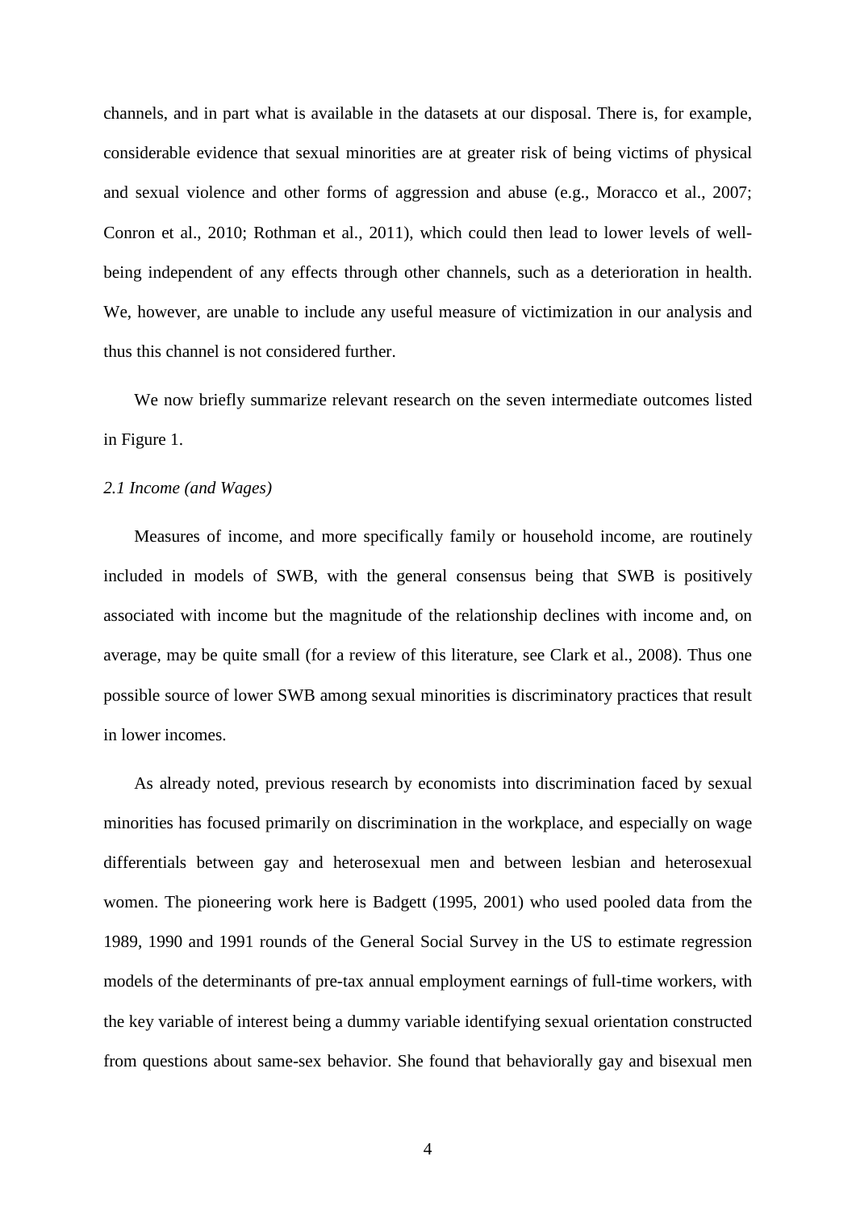channels, and in part what is available in the datasets at our disposal. There is, for example, considerable evidence that sexual minorities are at greater risk of being victims of physical and sexual violence and other forms of aggression and abuse (e.g., Moracco et al., 2007; Conron et al., 2010; Rothman et al., 2011), which could then lead to lower levels of well-being independent of any effects through other channels, such as a deterioration in health. We, however, are unable to include any useful measure of victimization in our analysis and thus this channel is not considered further.

We now briefly summarize relevant research on the seven intermediate outcomes listed in Figure 1.

### *2.1 Income (and Wages)*

Measures of income, and more specifically family or household income, are routinely included in models of SWB, with the general consensus being that SWB is positively associated with income but the magnitude of the relationship declines with income and, on average, may be quite small (for a review of this literature, see Clark et al., 2008). Thus one possible source of lower SWB among sexual minorities is discriminatory practices that result in lower incomes.

As already noted, previous research by economists into discrimination faced by sexual minorities has focused primarily on discrimination in the workplace, and especially on wage differentials between gay and heterosexual men and between lesbian and heterosexual women. The pioneering work here is Badgett (1995, 2001) who used pooled data from the 1989, 1990 and 1991 rounds of the General Social Survey in the US to estimate regression models of the determinants of pre-tax annual employment earnings of full-time workers, with the key variable of interest being a dummy variable identifying sexual orientation constructed from questions about same-sex behavior. She found that behaviorally gay and bisexual men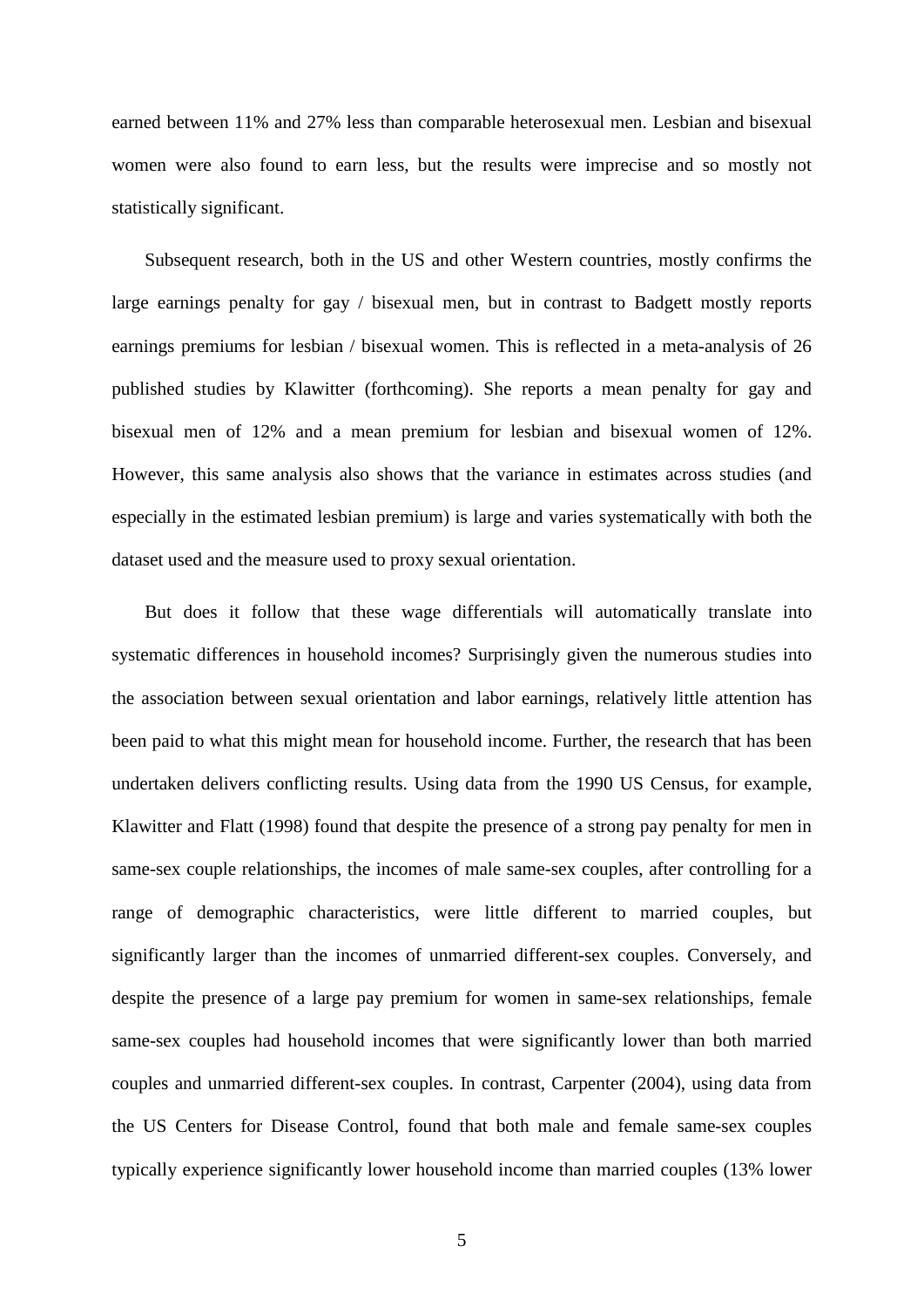earned between 11% and 27% less than comparable heterosexual men. Lesbian and bisexual women were also found to earn less, but the results were imprecise and so mostly not statistically significant.

Subsequent research, both in the US and other Western countries, mostly confirms the large earnings penalty for gay / bisexual men, but in contrast to Badgett mostly reports earnings premiums for lesbian / bisexual women. This is reflected in a meta-analysis of 26 published studies by Klawitter (forthcoming). She reports a mean penalty for gay and bisexual men of 12% and a mean premium for lesbian and bisexual women of 12%. However, this same analysis also shows that the variance in estimates across studies (and especially in the estimated lesbian premium) is large and varies systematically with both the dataset used and the measure used to proxy sexual orientation.

But does it follow that these wage differentials will automatically translate into systematic differences in household incomes? Surprisingly given the numerous studies into the association between sexual orientation and labor earnings, relatively little attention has been paid to what this might mean for household income. Further, the research that has been undertaken delivers conflicting results. Using data from the 1990 US Census, for example, Klawitter and Flatt (1998) found that despite the presence of a strong pay penalty for men in same-sex couple relationships, the incomes of male same-sex couples, after controlling for a range of demographic characteristics, were little different to married couples, but significantly larger than the incomes of unmarried different-sex couples. Conversely, and despite the presence of a large pay premium for women in same-sex relationships, female same-sex couples had household incomes that were significantly lower than both married couples and unmarried different-sex couples. In contrast, Carpenter (2004), using data from the US Centers for Disease Control, found that both male and female same-sex couples typically experience significantly lower household income than married couples (13% lower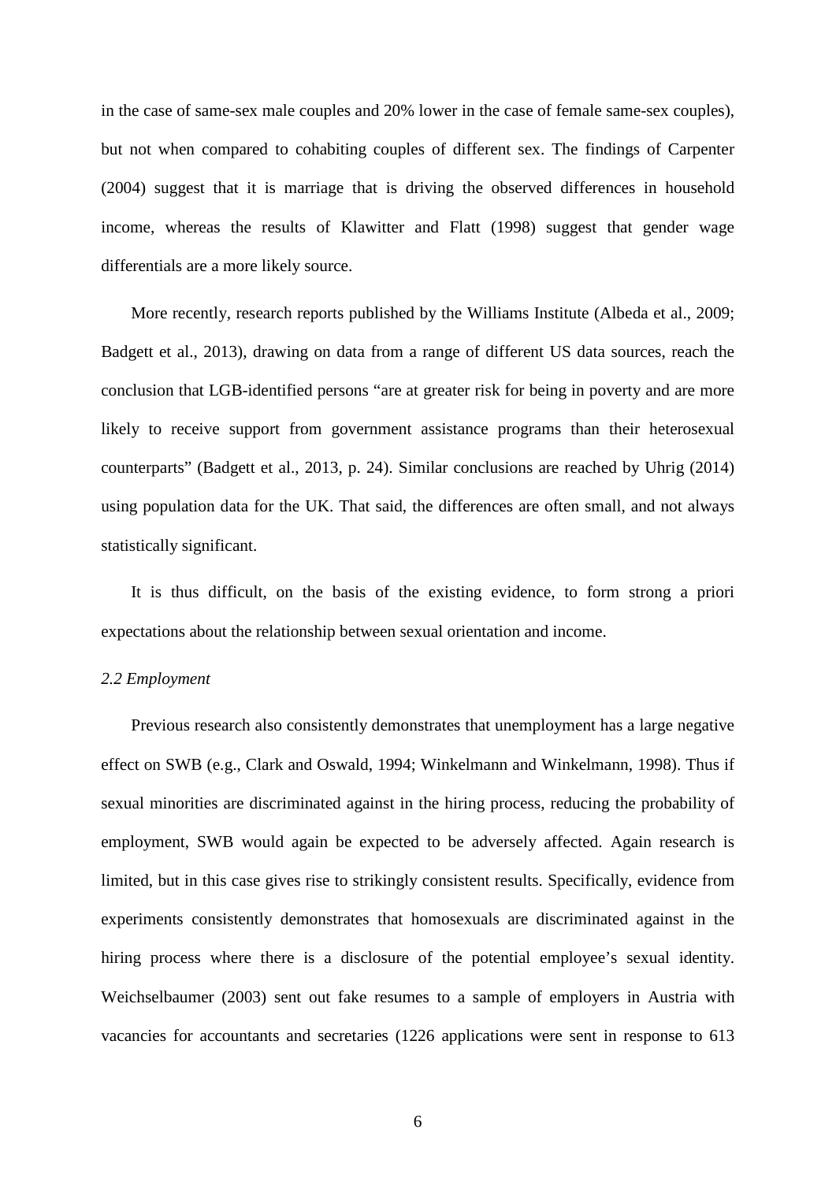in the case of same-sex male couples and 20% lower in the case of female same-sex couples), but not when compared to cohabiting couples of different sex. The findings of Carpenter (2004) suggest that it is marriage that is driving the observed differences in household income, whereas the results of Klawitter and Flatt (1998) suggest that gender wage differentials are a more likely source.

More recently, research reports published by the Williams Institute (Albeda et al., 2009; Badgett et al., 2013), drawing on data from a range of different US data sources, reach the conclusion that LGB-identified persons "are at greater risk for being in poverty and are more likely to receive support from government assistance programs than their heterosexual counterparts" (Badgett et al., 2013, p. 24). Similar conclusions are reached by Uhrig (2014) using population data for the UK. That said, the differences are often small, and not always statistically significant.

It is thus difficult, on the basis of the existing evidence, to form strong a priori expectations about the relationship between sexual orientation and income.

### *2.2 Employment*

Previous research also consistently demonstrates that unemployment has a large negative effect on SWB (e.g., Clark and Oswald, 1994; Winkelmann and Winkelmann, 1998). Thus if sexual minorities are discriminated against in the hiring process, reducing the probability of employment, SWB would again be expected to be adversely affected. Again research is limited, but in this case gives rise to strikingly consistent results. Specifically, evidence from experiments consistently demonstrates that homosexuals are discriminated against in the hiring process where there is a disclosure of the potential employee's sexual identity. Weichselbaumer (2003) sent out fake resumes to a sample of employers in Austria with vacancies for accountants and secretaries (1226 applications were sent in response to 613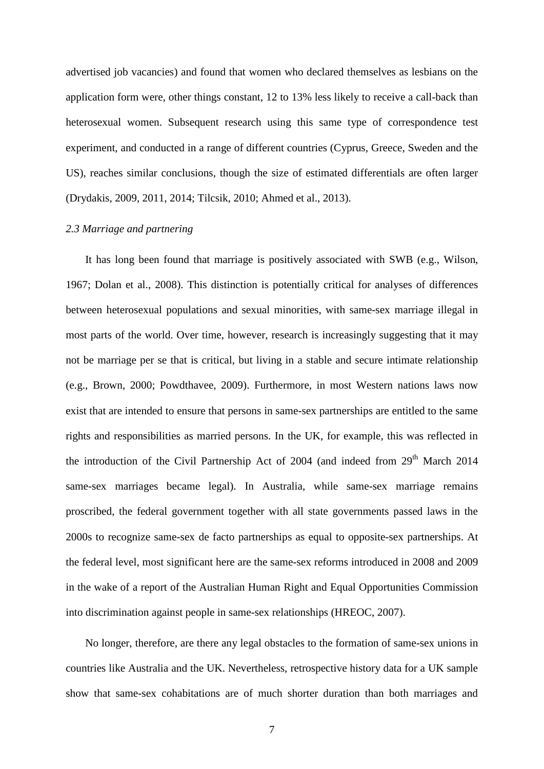advertised job vacancies) and found that women who declared themselves as lesbians on the application form were, other things constant, 12 to 13% less likely to receive a call-back than heterosexual women. Subsequent research using this same type of correspondence test experiment, and conducted in a range of different countries (Cyprus, Greece, Sweden and the US), reaches similar conclusions, though the size of estimated differentials are often larger (Drydakis, 2009, 2011, 2014; Tilcsik, 2010; Ahmed et al., 2013).

### *2.3 Marriage and partnering*

It has long been found that marriage is positively associated with SWB (e.g., Wilson, 1967; Dolan et al., 2008). This distinction is potentially critical for analyses of differences between heterosexual populations and sexual minorities, with same-sex marriage illegal in most parts of the world. Over time, however, research is increasingly suggesting that it may not be marriage per se that is critical, but living in a stable and secure intimate relationship (e.g., Brown, 2000; Powdthavee, 2009). Furthermore, in most Western nations laws now exist that are intended to ensure that persons in same-sex partnerships are entitled to the same rights and responsibilities as married persons. In the UK, for example, this was reflected in the introduction of the Civil Partnership Act of 2004 (and indeed from 29th March 2014 same-sex marriages became legal). In Australia, while same-sex marriage remains proscribed, the federal government together with all state governments passed laws in the 2000s to recognize same-sex de facto partnerships as equal to opposite-sex partnerships. At the federal level, most significant here are the same-sex reforms introduced in 2008 and 2009 in the wake of a report of the Australian Human Right and Equal Opportunities Commission into discrimination against people in same-sex relationships (HREOC, 2007).

No longer, therefore, are there any legal obstacles to the formation of same-sex unions in countries like Australia and the UK. Nevertheless, retrospective history data for a UK sample show that same-sex cohabitations are of much shorter duration than both marriages and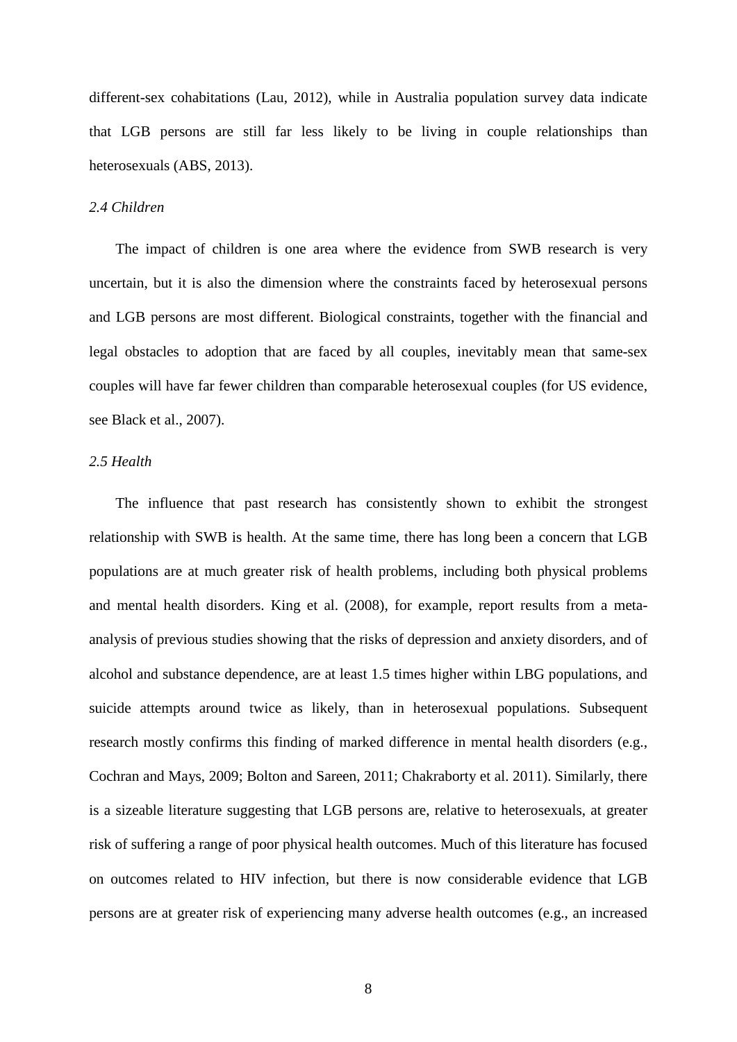different-sex cohabitations (Lau, 2012), while in Australia population survey data indicate that LGB persons are still far less likely to be living in couple relationships than heterosexuals (ABS, 2013).

*2.4 Children*

The impact of children is one area where the evidence from SWB research is very uncertain, but it is also the dimension where the constraints faced by heterosexual persons and LGB persons are most different. Biological constraints, together with the financial and legal obstacles to adoption that are faced by all couples, inevitably mean that same-sex couples will have far fewer children than comparable heterosexual couples (for US evidence, see Black et al., 2007).

*2.5 Health*

The influence that past research has consistently shown to exhibit the strongest relationship with SWB is health. At the same time, there has long been a concern that LGB populations are at much greater risk of health problems, including both physical problems and mental health disorders. King et al. (2008), for example, report results from a meta-analysis of previous studies showing that the risks of depression and anxiety disorders, and of alcohol and substance dependence, are at least 1.5 times higher within LBG populations, and suicide attempts around twice as likely, than in heterosexual populations. Subsequent research mostly confirms this finding of marked difference in mental health disorders (e.g., Cochran and Mays, 2009; Bolton and Sareen, 2011; Chakraborty et al. 2011). Similarly, there is a sizeable literature suggesting that LGB persons are, relative to heterosexuals, at greater risk of suffering a range of poor physical health outcomes. Much of this literature has focused on outcomes related to HIV infection, but there is now considerable evidence that LGB persons are at greater risk of experiencing many adverse health outcomes (e.g., an increased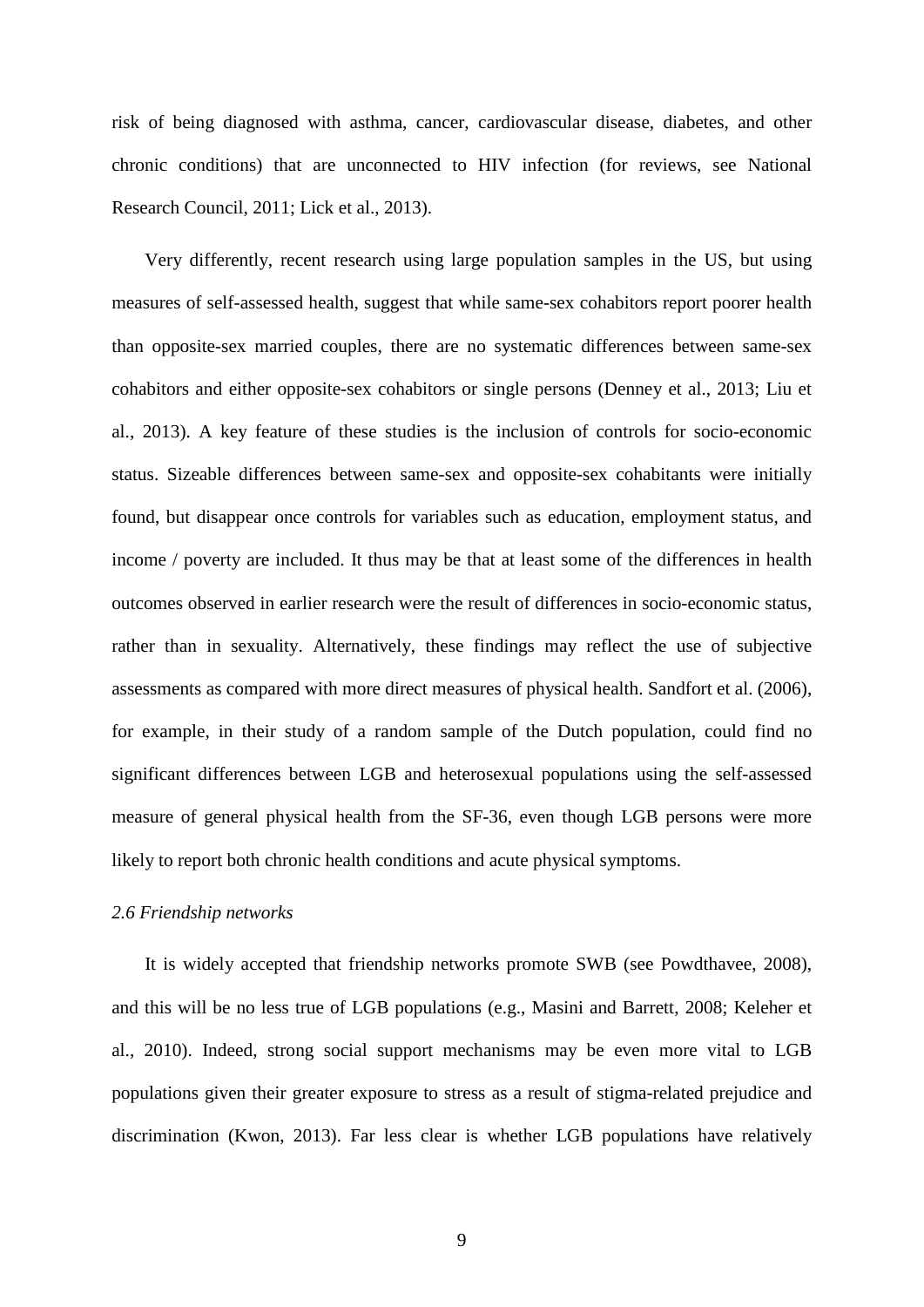risk of being diagnosed with asthma, cancer, cardiovascular disease, diabetes, and other chronic conditions) that are unconnected to HIV infection (for reviews, see National Research Council, 2011; Lick et al., 2013).

Very differently, recent research using large population samples in the US, but using measures of self-assessed health, suggest that while same-sex cohabitors report poorer health than opposite-sex married couples, there are no systematic differences between same-sex cohabitors and either opposite-sex cohabitors or single persons (Denney et al., 2013; Liu et al., 2013). A key feature of these studies is the inclusion of controls for socio-economic status. Sizeable differences between same-sex and opposite-sex cohabitants were initially found, but disappear once controls for variables such as education, employment status, and income / poverty are included. It thus may be that at least some of the differences in health outcomes observed in earlier research were the result of differences in socio-economic status, rather than in sexuality. Alternatively, these findings may reflect the use of subjective assessments as compared with more direct measures of physical health. Sandfort et al. (2006), for example, in their study of a random sample of the Dutch population, could find no significant differences between LGB and heterosexual populations using the self-assessed measure of general physical health from the SF-36, even though LGB persons were more likely to report both chronic health conditions and acute physical symptoms.

### *2.6 Friendship networks*

It is widely accepted that friendship networks promote SWB (see Powdthavee, 2008), and this will be no less true of LGB populations (e.g., Masini and Barrett, 2008; Keleher et al., 2010). Indeed, strong social support mechanisms may be even more vital to LGB populations given their greater exposure to stress as a result of stigma-related prejudice and discrimination (Kwon, 2013). Far less clear is whether LGB populations have relatively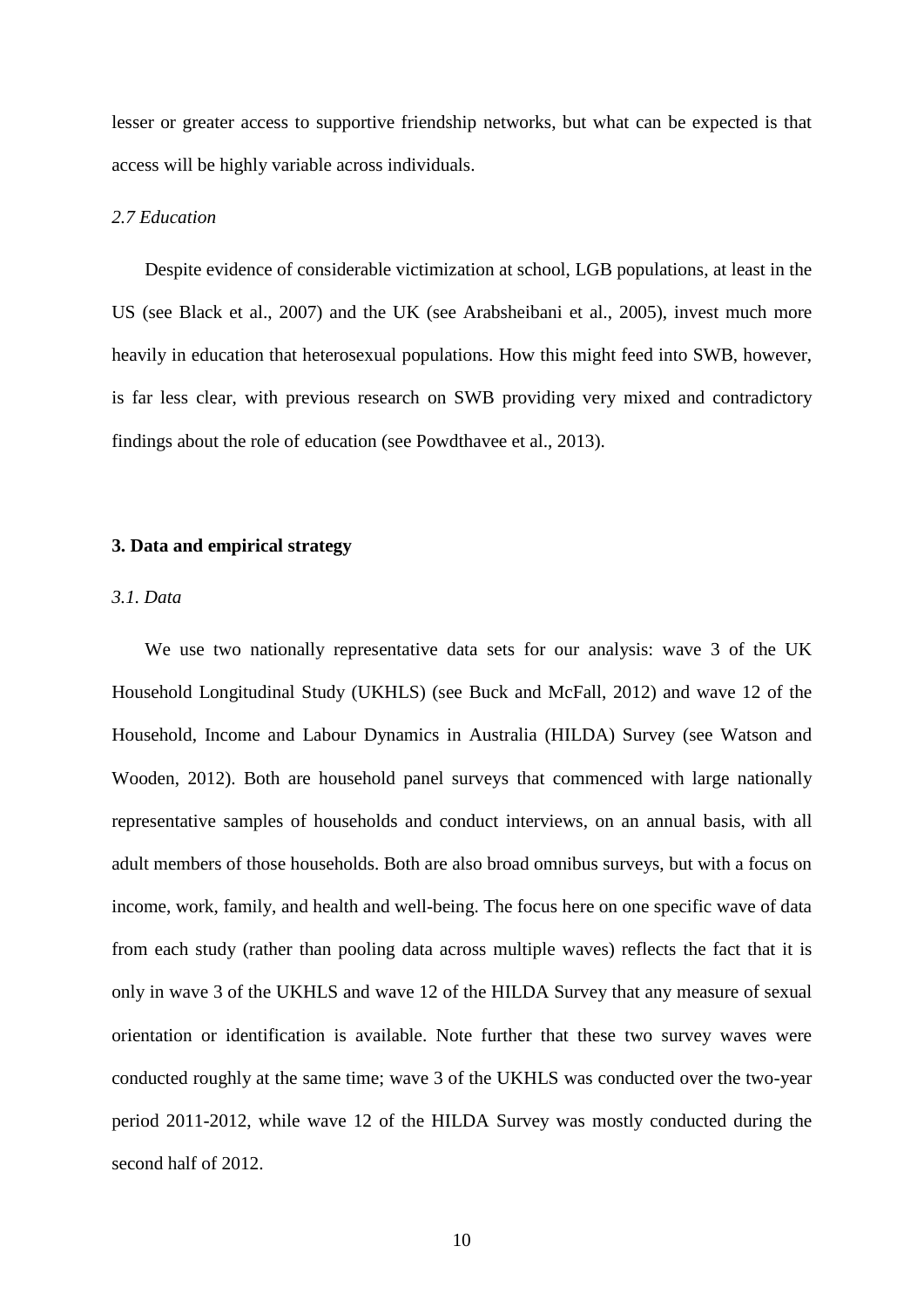lesser or greater access to supportive friendship networks, but what can be expected is that access will be highly variable across individuals.

### *2.7 Education*

Despite evidence of considerable victimization at school, LGB populations, at least in the US (see Black et al., 2007) and the UK (see Arabsheibani et al., 2005), invest much more heavily in education that heterosexual populations. How this might feed into SWB, however, is far less clear, with previous research on SWB providing very mixed and contradictory findings about the role of education (see Powdthavee et al., 2013).

## 3. Data and empirical strategy

### *3.1. Data*

We use two nationally representative data sets for our analysis: wave 3 of the UK Household Longitudinal Study (UKHLS) (see Buck and McFall, 2012) and wave 12 of the Household, Income and Labour Dynamics in Australia (HILDA) Survey (see Watson and Wooden, 2012). Both are household panel surveys that commenced with large nationally representative samples of households and conduct interviews, on an annual basis, with all adult members of those households. Both are also broad omnibus surveys, but with a focus on income, work, family, and health and well-being. The focus here on one specific wave of data from each study (rather than pooling data across multiple waves) reflects the fact that it is only in wave 3 of the UKHLS and wave 12 of the HILDA Survey that any measure of sexual orientation or identification is available. Note further that these two survey waves were conducted roughly at the same time; wave 3 of the UKHLS was conducted over the two-year period 2011-2012, while wave 12 of the HILDA Survey was mostly conducted during the second half of 2012.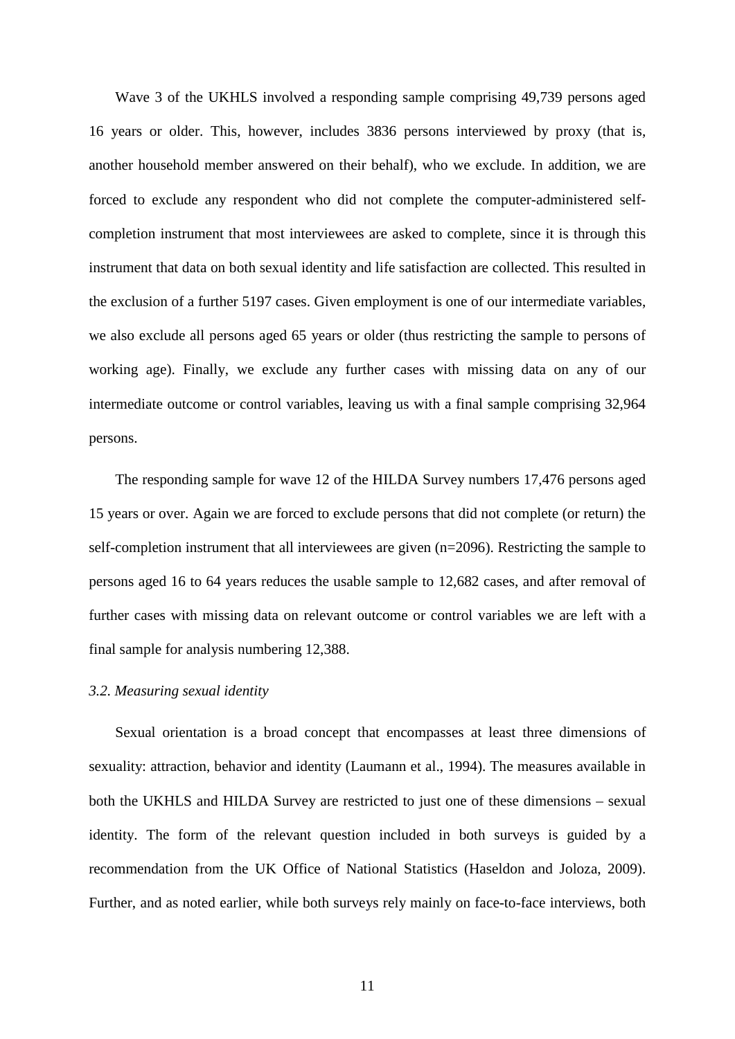Wave 3 of the UKHLS involved a responding sample comprising 49,739 persons aged 16 years or older. This, however, includes 3836 persons interviewed by proxy (that is, another household member answered on their behalf), who we exclude. In addition, we are forced to exclude any respondent who did not complete the computer-administered self-completion instrument that most interviewees are asked to complete, since it is through this instrument that data on both sexual identity and life satisfaction are collected. This resulted in the exclusion of a further 5197 cases. Given employment is one of our intermediate variables, we also exclude all persons aged 65 years or older (thus restricting the sample to persons of working age). Finally, we exclude any further cases with missing data on any of our intermediate outcome or control variables, leaving us with a final sample comprising 32,964 persons.

The responding sample for wave 12 of the HILDA Survey numbers 17,476 persons aged 15 years or over. Again we are forced to exclude persons that did not complete (or return) the self-completion instrument that all interviewees are given (n=2096). Restricting the sample to persons aged 16 to 64 years reduces the usable sample to 12,682 cases, and after removal of further cases with missing data on relevant outcome or control variables we are left with a final sample for analysis numbering 12,388.

### *3.2. Measuring sexual identity*

Sexual orientation is a broad concept that encompasses at least three dimensions of sexuality: attraction, behavior and identity (Laumann et al., 1994). The measures available in both the UKHLS and HILDA Survey are restricted to just one of these dimensions – sexual identity. The form of the relevant question included in both surveys is guided by a recommendation from the UK Office of National Statistics (Haseldon and Joloza, 2009). Further, and as noted earlier, while both surveys rely mainly on face-to-face interviews, both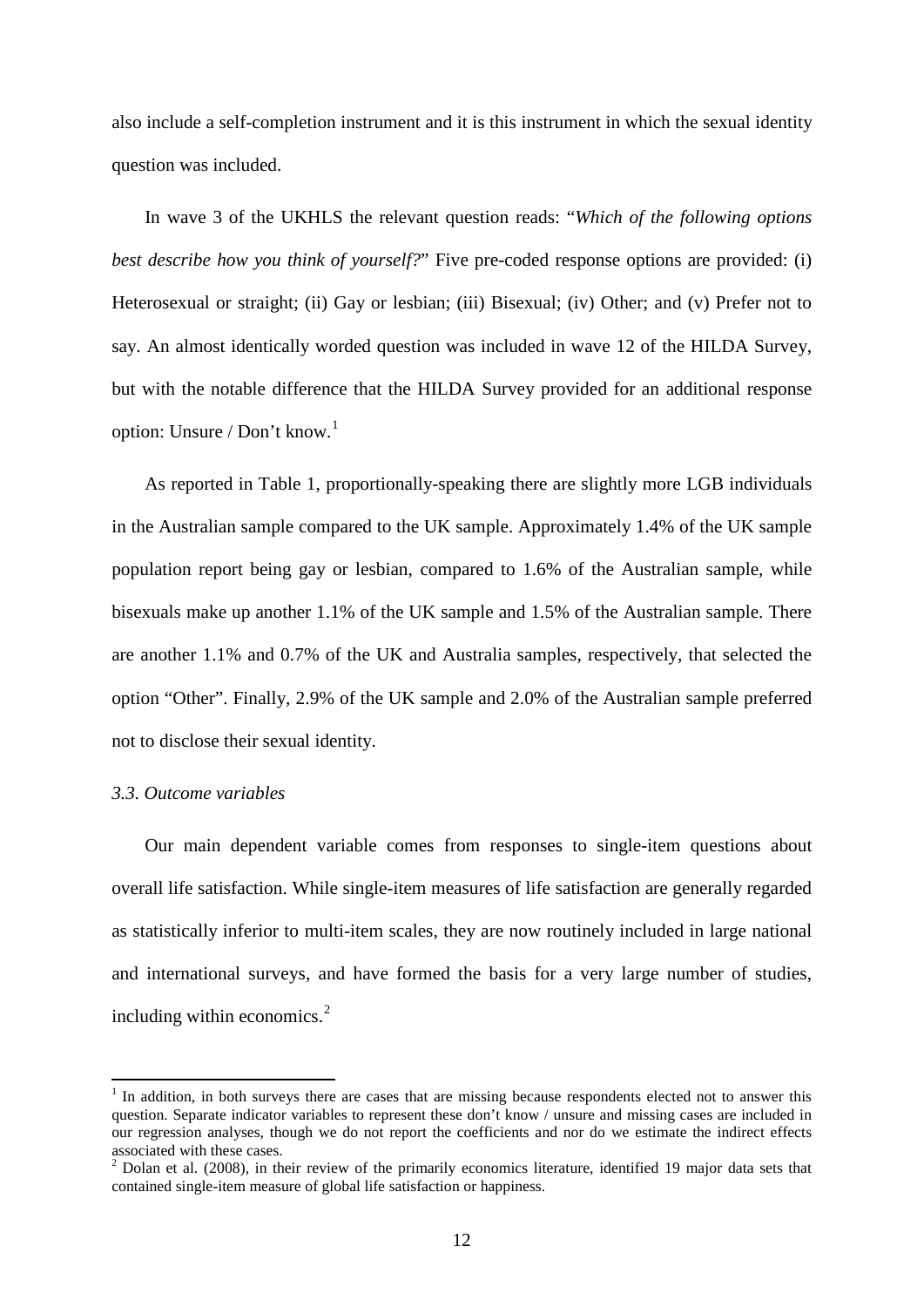also include a self-completion instrument and it is this instrument in which the sexual identity question was included.

In wave 3 of the UKHLS the relevant question reads: "*Which of the following options best describe how you think of yourself?*" Five pre-coded response options are provided: (i) Heterosexual or straight; (ii) Gay or lesbian; (iii) Bisexual; (iv) Other; and (v) Prefer not to say. An almost identically worded question was included in wave 12 of the HILDA Survey, but with the notable difference that the HILDA Survey provided for an additional response option: Unsure / Don't know.[1]

As reported in Table 1, proportionally-speaking there are slightly more LGB individuals in the Australian sample compared to the UK sample. Approximately 1.4% of the UK sample population report being gay or lesbian, compared to 1.6% of the Australian sample, while bisexuals make up another 1.1% of the UK sample and 1.5% of the Australian sample. There are another 1.1% and 0.7% of the UK and Australia samples, respectively, that selected the option "Other". Finally, 2.9% of the UK sample and 2.0% of the Australian sample preferred not to disclose their sexual identity.

### *3.3. Outcome variables*

Our main dependent variable comes from responses to single-item questions about overall life satisfaction. While single-item measures of life satisfaction are generally regarded as statistically inferior to multi-item scales, they are now routinely included in large national and international surveys, and have formed the basis for a very large number of studies, including within economics.[2]

---

[1] In addition, in both surveys there are cases that are missing because respondents elected not to answer this question. Separate indicator variables to represent these don't know / unsure and missing cases are included in our regression analyses, though we do not report the coefficients and nor do we estimate the indirect effects associated with these cases.

[2] Dolan et al. (2008), in their review of the primarily economics literature, identified 19 major data sets that contained single-item measure of global life satisfaction or happiness.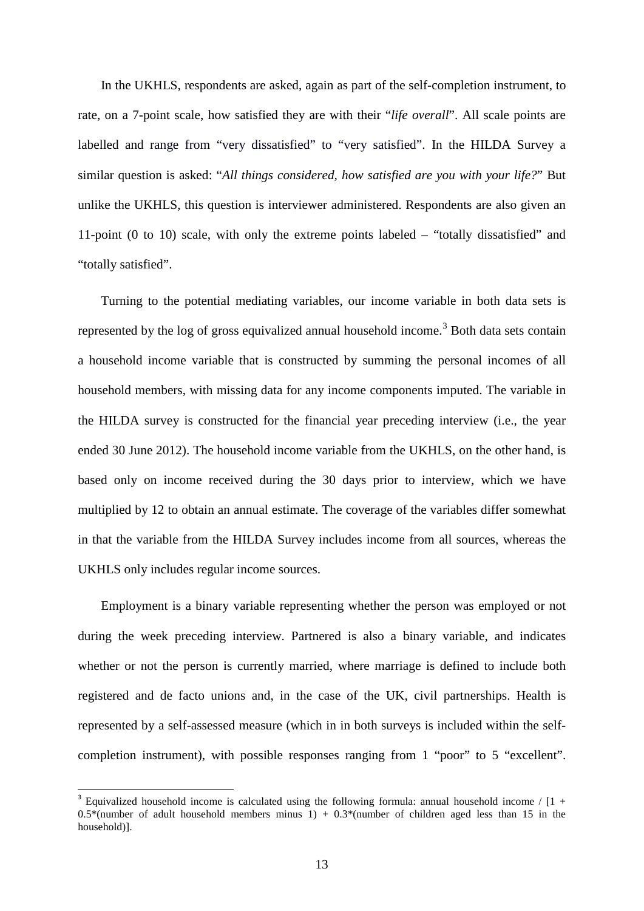In the UKHLS, respondents are asked, again as part of the self-completion instrument, to rate, on a 7-point scale, how satisfied they are with their "*life overall*". All scale points are labelled and range from "very dissatisfied" to "very satisfied". In the HILDA Survey a similar question is asked: "*All things considered, how satisfied are you with your life?*" But unlike the UKHLS, this question is interviewer administered. Respondents are also given an 11-point (0 to 10) scale, with only the extreme points labeled – "totally dissatisfied" and "totally satisfied".

Turning to the potential mediating variables, our income variable in both data sets is represented by the log of gross equivalized annual household income.[3] Both data sets contain a household income variable that is constructed by summing the personal incomes of all household members, with missing data for any income components imputed. The variable in the HILDA survey is constructed for the financial year preceding interview (i.e., the year ended 30 June 2012). The household income variable from the UKHLS, on the other hand, is based only on income received during the 30 days prior to interview, which we have multiplied by 12 to obtain an annual estimate. The coverage of the variables differ somewhat in that the variable from the HILDA Survey includes income from all sources, whereas the UKHLS only includes regular income sources.

Employment is a binary variable representing whether the person was employed or not during the week preceding interview. Partnered is also a binary variable, and indicates whether or not the person is currently married, where marriage is defined to include both registered and de facto unions and, in the case of the UK, civil partnerships. Health is represented by a self-assessed measure (which in in both surveys is included within the self-completion instrument), with possible responses ranging from 1 "poor" to 5 "excellent".

[3] Equivalized household income is calculated using the following formula: annual household income / [1 + 0.5*(number of adult household members minus 1) + 0.3*(number of children aged less than 15 in the household)].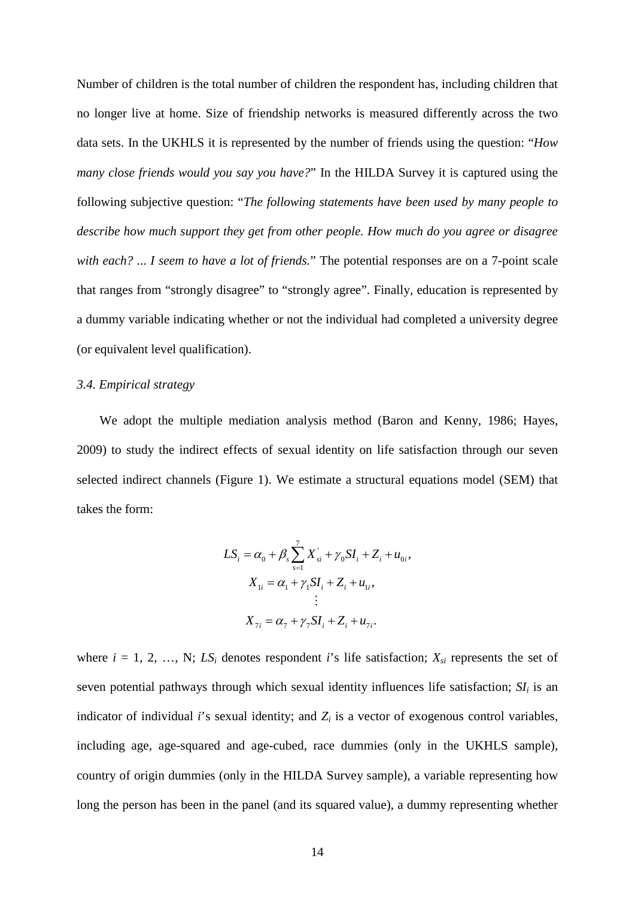Number of children is the total number of children the respondent has, including children that no longer live at home. Size of friendship networks is measured differently across the two data sets. In the UKHLS it is represented by the number of friends using the question: "*How many close friends would you say you have?*" In the HILDA Survey it is captured using the following subjective question: "*The following statements have been used by many people to describe how much support they get from other people. How much do you agree or disagree with each? ... I seem to have a lot of friends.*" The potential responses are on a 7-point scale that ranges from "strongly disagree" to "strongly agree". Finally, education is represented by a dummy variable indicating whether or not the individual had completed a university degree (or equivalent level qualification).

### *3.4. Empirical strategy*

We adopt the multiple mediation analysis method (Baron and Kenny, 1986; Hayes, 2009) to study the indirect effects of sexual identity on life satisfaction through our seven selected indirect channels (Figure 1). We estimate a structural equations model (SEM) that takes the form:

$$
\begin{gathered}
LS_i = \alpha_0 + \beta_s \sum_{s=1}^{7} X'_{si} + \gamma_0 SI_i + Z_i + u_{0i}, \\
X_{1i} = \alpha_1 + \gamma_1 SI_i + Z_i + u_{1i}, \\
\vdots \\
X_{7i} = \alpha_7 + \gamma_7 SI_i + Z_i + u_{7i}.
\end{gathered}
$$

where $i$ = 1, 2, …, N; $LS_i$ denotes respondent $i$'s life satisfaction; $X_{si}$ represents the set of seven potential pathways through which sexual identity influences life satisfaction; $SI_i$ is an indicator of individual $i$'s sexual identity; and $Z_i$ is a vector of exogenous control variables, including age, age-squared and age-cubed, race dummies (only in the UKHLS sample), country of origin dummies (only in the HILDA Survey sample), a variable representing how long the person has been in the panel (and its squared value), a dummy representing whether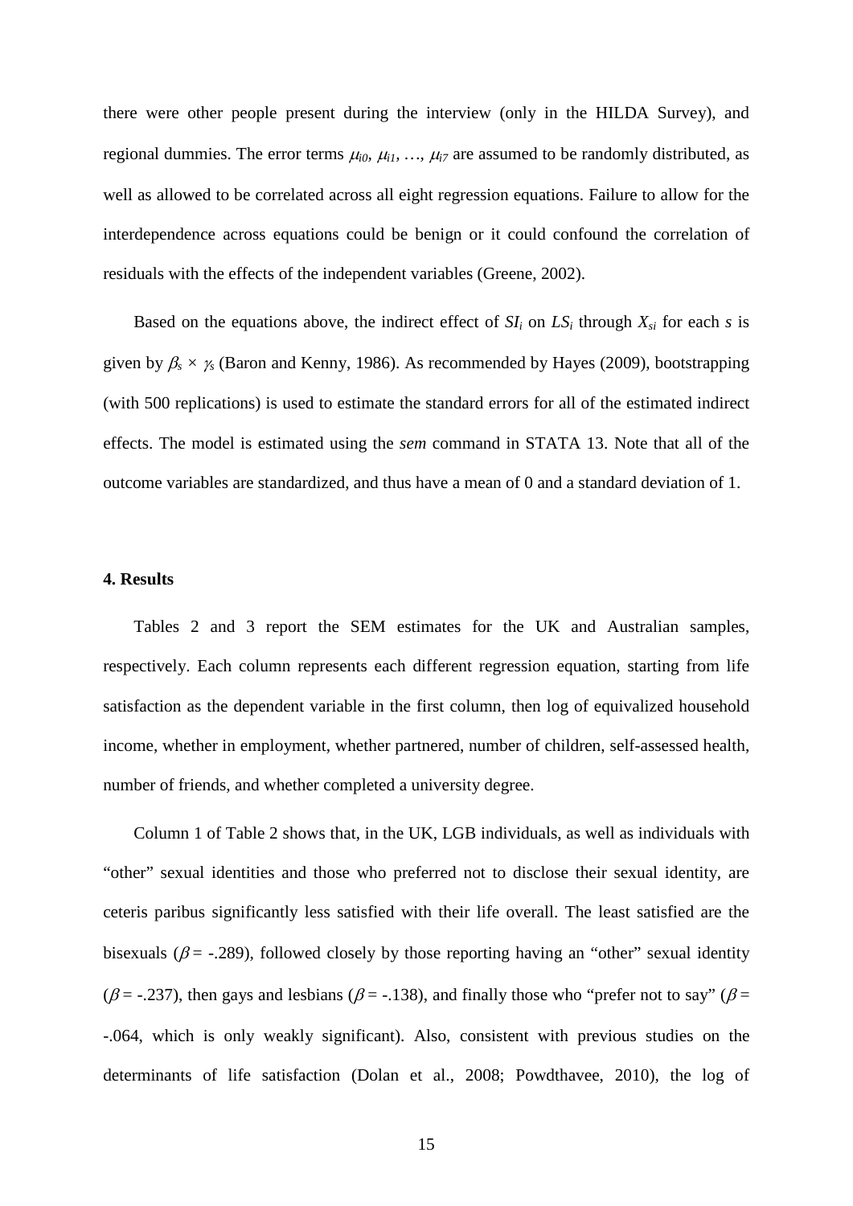there were other people present during the interview (only in the HILDA Survey), and regional dummies. The error terms $\mu_{i0}$, $\mu_{i1}$, …, $\mu_{i7}$ are assumed to be randomly distributed, as well as allowed to be correlated across all eight regression equations. Failure to allow for the interdependence across equations could be benign or it could confound the correlation of residuals with the effects of the independent variables (Greene, 2002).

Based on the equations above, the indirect effect of $SI_i$ on $LS_i$ through $X_{si}$ for each $s$ is given by $\beta_s \times \gamma_s$ (Baron and Kenny, 1986). As recommended by Hayes (2009), bootstrapping (with 500 replications) is used to estimate the standard errors for all of the estimated indirect effects. The model is estimated using the *sem* command in STATA 13. Note that all of the outcome variables are standardized, and thus have a mean of 0 and a standard deviation of 1.

**4. Results**

Tables 2 and 3 report the SEM estimates for the UK and Australian samples, respectively. Each column represents each different regression equation, starting from life satisfaction as the dependent variable in the first column, then log of equivalized household income, whether in employment, whether partnered, number of children, self-assessed health, number of friends, and whether completed a university degree.

Column 1 of Table 2 shows that, in the UK, LGB individuals, as well as individuals with "other" sexual identities and those who preferred not to disclose their sexual identity, are ceteris paribus significantly less satisfied with their life overall. The least satisfied are the bisexuals ($\beta$ = -.289), followed closely by those reporting having an "other" sexual identity ($\beta$ = -.237), then gays and lesbians ($\beta$ = -.138), and finally those who "prefer not to say" ($\beta$ = -.064, which is only weakly significant). Also, consistent with previous studies on the determinants of life satisfaction (Dolan et al., 2008; Powdthavee, 2010), the log of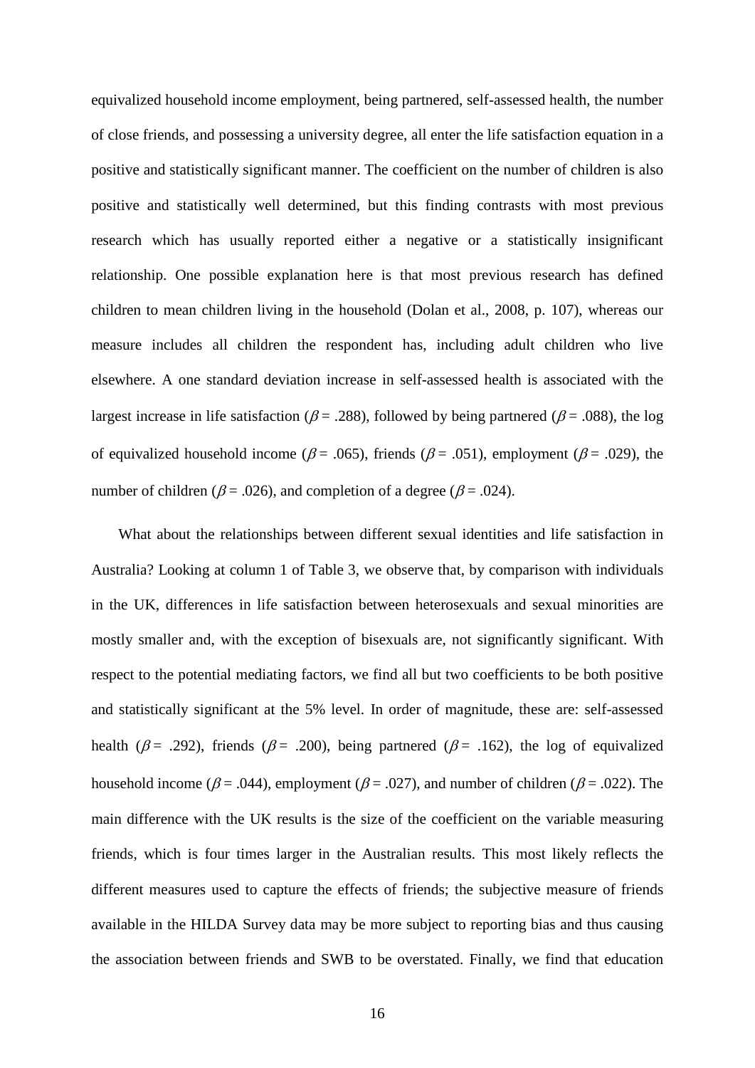equivalized household income employment, being partnered, self-assessed health, the number of close friends, and possessing a university degree, all enter the life satisfaction equation in a positive and statistically significant manner. The coefficient on the number of children is also positive and statistically well determined, but this finding contrasts with most previous research which has usually reported either a negative or a statistically insignificant relationship. One possible explanation here is that most previous research has defined children to mean children living in the household (Dolan et al., 2008, p. 107), whereas our measure includes all children the respondent has, including adult children who live elsewhere. A one standard deviation increase in self-assessed health is associated with the largest increase in life satisfaction ($\beta$ = .288), followed by being partnered ($\beta$ = .088), the log of equivalized household income ($\beta$ = .065), friends ($\beta$ = .051), employment ($\beta$ = .029), the number of children ($\beta$ = .026), and completion of a degree ($\beta$ = .024).

What about the relationships between different sexual identities and life satisfaction in Australia? Looking at column 1 of Table 3, we observe that, by comparison with individuals in the UK, differences in life satisfaction between heterosexuals and sexual minorities are mostly smaller and, with the exception of bisexuals are, not significantly significant. With respect to the potential mediating factors, we find all but two coefficients to be both positive and statistically significant at the 5% level. In order of magnitude, these are: self-assessed health ($\beta$ = .292), friends ($\beta$ = .200), being partnered ($\beta$ = .162), the log of equivalized household income ($\beta$ = .044), employment ($\beta$ = .027), and number of children ($\beta$ = .022). The main difference with the UK results is the size of the coefficient on the variable measuring friends, which is four times larger in the Australian results. This most likely reflects the different measures used to capture the effects of friends; the subjective measure of friends available in the HILDA Survey data may be more subject to reporting bias and thus causing the association between friends and SWB to be overstated. Finally, we find that education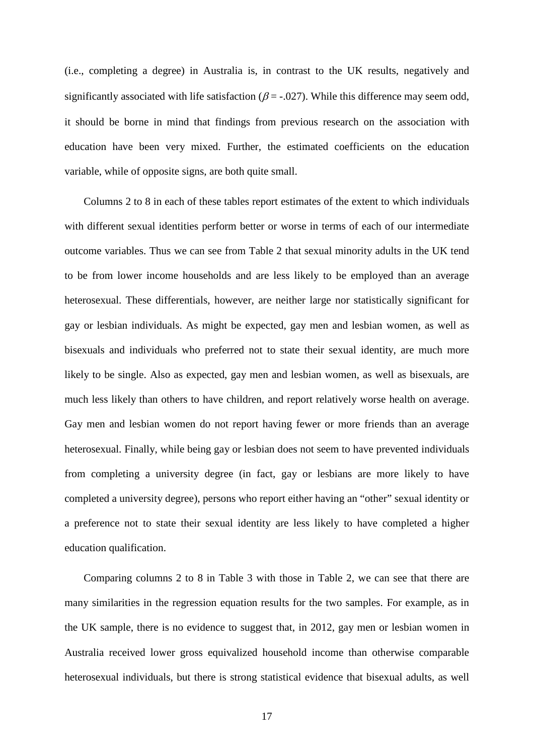(i.e., completing a degree) in Australia is, in contrast to the UK results, negatively and significantly associated with life satisfaction ($\beta = -.027$). While this difference may seem odd, it should be borne in mind that findings from previous research on the association with education have been very mixed. Further, the estimated coefficients on the education variable, while of opposite signs, are both quite small.

Columns 2 to 8 in each of these tables report estimates of the extent to which individuals with different sexual identities perform better or worse in terms of each of our intermediate outcome variables. Thus we can see from Table 2 that sexual minority adults in the UK tend to be from lower income households and are less likely to be employed than an average heterosexual. These differentials, however, are neither large nor statistically significant for gay or lesbian individuals. As might be expected, gay men and lesbian women, as well as bisexuals and individuals who preferred not to state their sexual identity, are much more likely to be single. Also as expected, gay men and lesbian women, as well as bisexuals, are much less likely than others to have children, and report relatively worse health on average. Gay men and lesbian women do not report having fewer or more friends than an average heterosexual. Finally, while being gay or lesbian does not seem to have prevented individuals from completing a university degree (in fact, gay or lesbians are more likely to have completed a university degree), persons who report either having an "other" sexual identity or a preference not to state their sexual identity are less likely to have completed a higher education qualification.

Comparing columns 2 to 8 in Table 3 with those in Table 2, we can see that there are many similarities in the regression equation results for the two samples. For example, as in the UK sample, there is no evidence to suggest that, in 2012, gay men or lesbian women in Australia received lower gross equivalized household income than otherwise comparable heterosexual individuals, but there is strong statistical evidence that bisexual adults, as well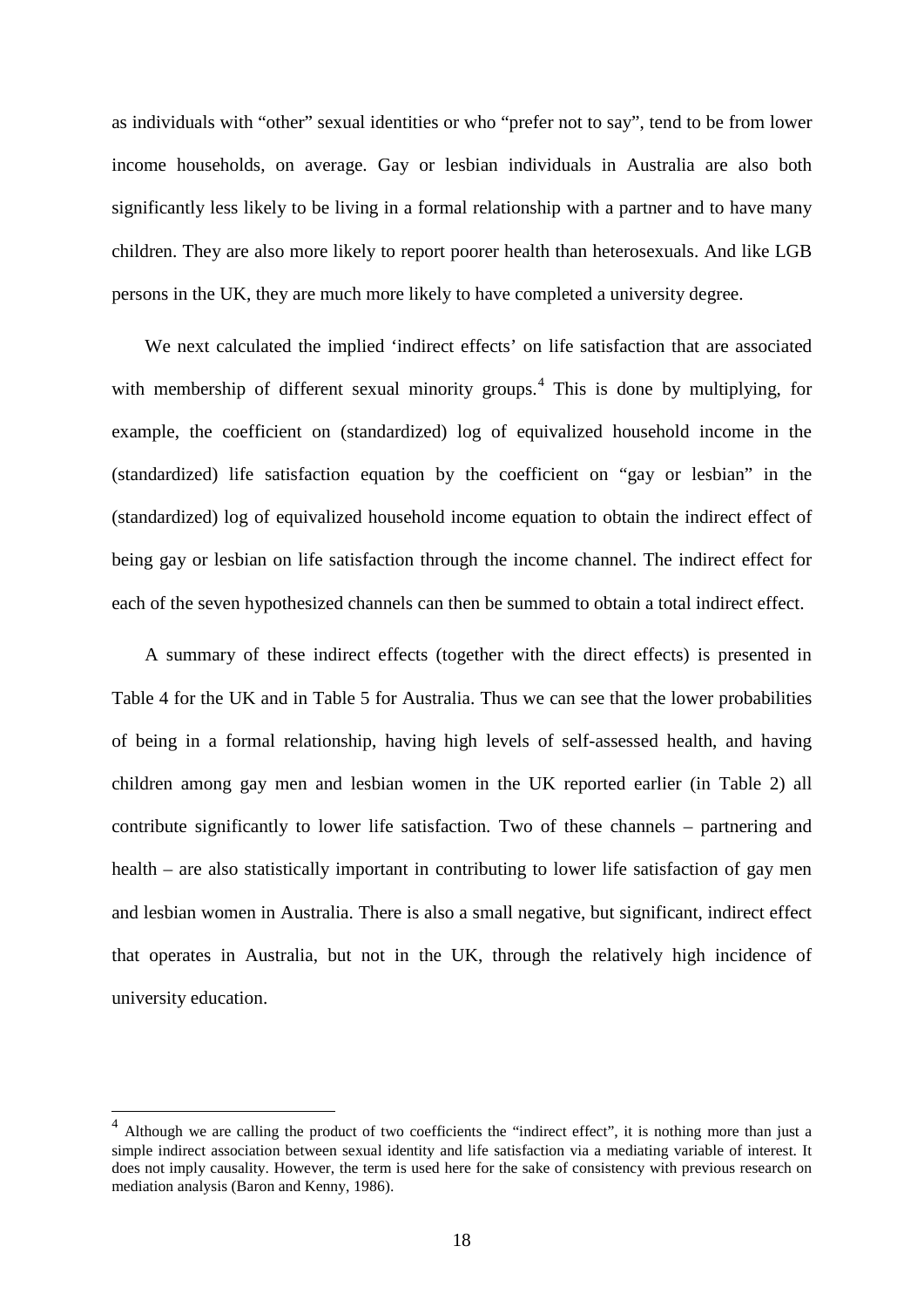as individuals with "other" sexual identities or who "prefer not to say", tend to be from lower income households, on average. Gay or lesbian individuals in Australia are also both significantly less likely to be living in a formal relationship with a partner and to have many children. They are also more likely to report poorer health than heterosexuals. And like LGB persons in the UK, they are much more likely to have completed a university degree.

We next calculated the implied 'indirect effects' on life satisfaction that are associated with membership of different sexual minority groups.[4] This is done by multiplying, for example, the coefficient on (standardized) log of equivalized household income in the (standardized) life satisfaction equation by the coefficient on "gay or lesbian" in the (standardized) log of equivalized household income equation to obtain the indirect effect of being gay or lesbian on life satisfaction through the income channel. The indirect effect for each of the seven hypothesized channels can then be summed to obtain a total indirect effect.

A summary of these indirect effects (together with the direct effects) is presented in Table 4 for the UK and in Table 5 for Australia. Thus we can see that the lower probabilities of being in a formal relationship, having high levels of self-assessed health, and having children among gay men and lesbian women in the UK reported earlier (in Table 2) all contribute significantly to lower life satisfaction. Two of these channels – partnering and health – are also statistically important in contributing to lower life satisfaction of gay men and lesbian women in Australia. There is also a small negative, but significant, indirect effect that operates in Australia, but not in the UK, through the relatively high incidence of university education.

[4] Although we are calling the product of two coefficients the "indirect effect", it is nothing more than just a simple indirect association between sexual identity and life satisfaction via a mediating variable of interest. It does not imply causality. However, the term is used here for the sake of consistency with previous research on mediation analysis (Baron and Kenny, 1986).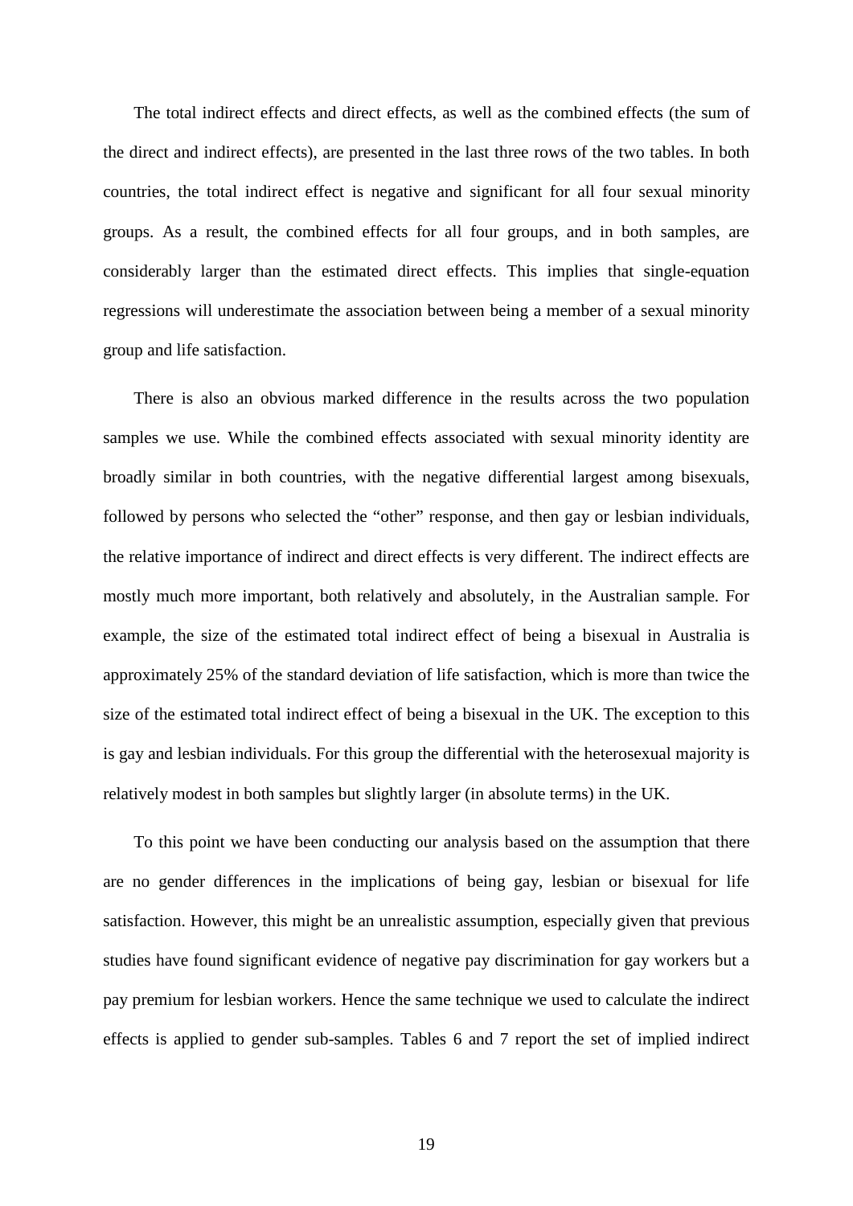The total indirect effects and direct effects, as well as the combined effects (the sum of the direct and indirect effects), are presented in the last three rows of the two tables. In both countries, the total indirect effect is negative and significant for all four sexual minority groups. As a result, the combined effects for all four groups, and in both samples, are considerably larger than the estimated direct effects. This implies that single-equation regressions will underestimate the association between being a member of a sexual minority group and life satisfaction.

There is also an obvious marked difference in the results across the two population samples we use. While the combined effects associated with sexual minority identity are broadly similar in both countries, with the negative differential largest among bisexuals, followed by persons who selected the "other" response, and then gay or lesbian individuals, the relative importance of indirect and direct effects is very different. The indirect effects are mostly much more important, both relatively and absolutely, in the Australian sample. For example, the size of the estimated total indirect effect of being a bisexual in Australia is approximately 25% of the standard deviation of life satisfaction, which is more than twice the size of the estimated total indirect effect of being a bisexual in the UK. The exception to this is gay and lesbian individuals. For this group the differential with the heterosexual majority is relatively modest in both samples but slightly larger (in absolute terms) in the UK.

To this point we have been conducting our analysis based on the assumption that there are no gender differences in the implications of being gay, lesbian or bisexual for life satisfaction. However, this might be an unrealistic assumption, especially given that previous studies have found significant evidence of negative pay discrimination for gay workers but a pay premium for lesbian workers. Hence the same technique we used to calculate the indirect effects is applied to gender sub-samples. Tables 6 and 7 report the set of implied indirect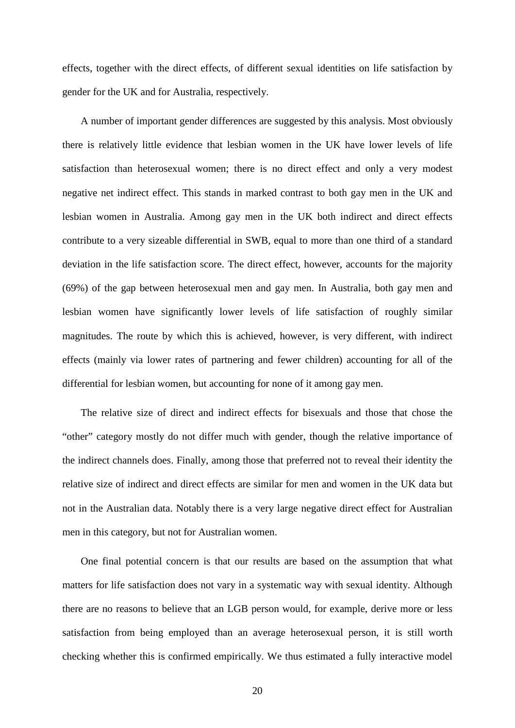effects, together with the direct effects, of different sexual identities on life satisfaction by gender for the UK and for Australia, respectively.

A number of important gender differences are suggested by this analysis. Most obviously there is relatively little evidence that lesbian women in the UK have lower levels of life satisfaction than heterosexual women; there is no direct effect and only a very modest negative net indirect effect. This stands in marked contrast to both gay men in the UK and lesbian women in Australia. Among gay men in the UK both indirect and direct effects contribute to a very sizeable differential in SWB, equal to more than one third of a standard deviation in the life satisfaction score. The direct effect, however, accounts for the majority (69%) of the gap between heterosexual men and gay men. In Australia, both gay men and lesbian women have significantly lower levels of life satisfaction of roughly similar magnitudes. The route by which this is achieved, however, is very different, with indirect effects (mainly via lower rates of partnering and fewer children) accounting for all of the differential for lesbian women, but accounting for none of it among gay men.

The relative size of direct and indirect effects for bisexuals and those that chose the "other" category mostly do not differ much with gender, though the relative importance of the indirect channels does. Finally, among those that preferred not to reveal their identity the relative size of indirect and direct effects are similar for men and women in the UK data but not in the Australian data. Notably there is a very large negative direct effect for Australian men in this category, but not for Australian women.

One final potential concern is that our results are based on the assumption that what matters for life satisfaction does not vary in a systematic way with sexual identity. Although there are no reasons to believe that an LGB person would, for example, derive more or less satisfaction from being employed than an average heterosexual person, it is still worth checking whether this is confirmed empirically. We thus estimated a fully interactive model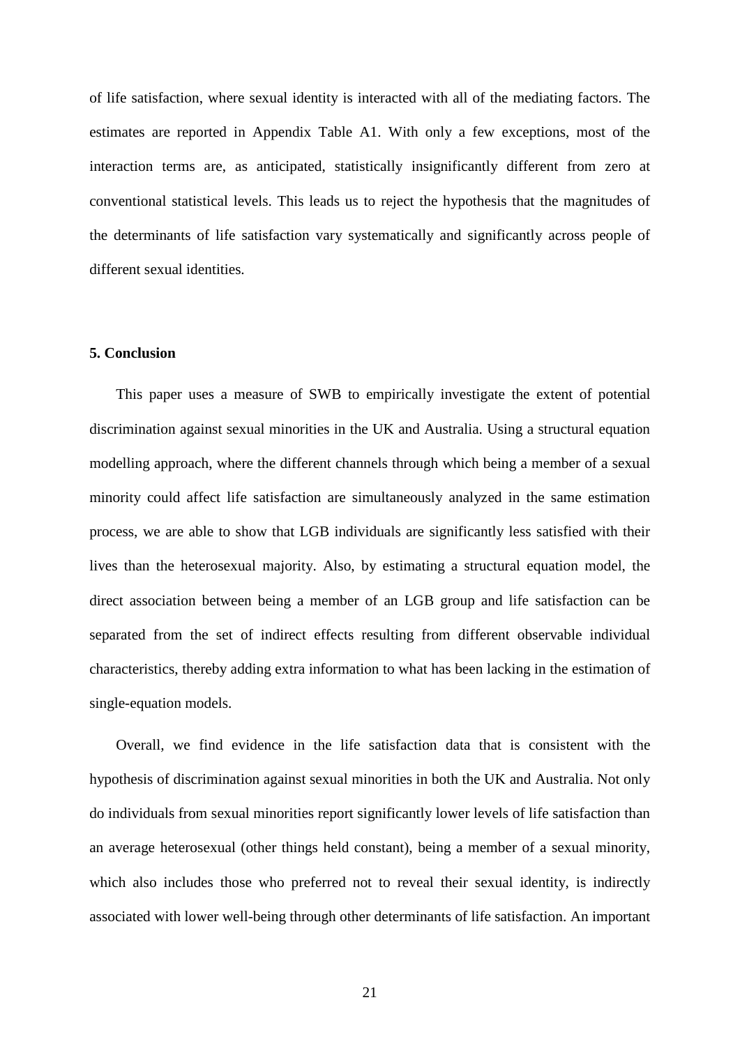of life satisfaction, where sexual identity is interacted with all of the mediating factors. The estimates are reported in Appendix Table A1. With only a few exceptions, most of the interaction terms are, as anticipated, statistically insignificantly different from zero at conventional statistical levels. This leads us to reject the hypothesis that the magnitudes of the determinants of life satisfaction vary systematically and significantly across people of different sexual identities.

## 5. Conclusion

This paper uses a measure of SWB to empirically investigate the extent of potential discrimination against sexual minorities in the UK and Australia. Using a structural equation modelling approach, where the different channels through which being a member of a sexual minority could affect life satisfaction are simultaneously analyzed in the same estimation process, we are able to show that LGB individuals are significantly less satisfied with their lives than the heterosexual majority. Also, by estimating a structural equation model, the direct association between being a member of an LGB group and life satisfaction can be separated from the set of indirect effects resulting from different observable individual characteristics, thereby adding extra information to what has been lacking in the estimation of single-equation models.

Overall, we find evidence in the life satisfaction data that is consistent with the hypothesis of discrimination against sexual minorities in both the UK and Australia. Not only do individuals from sexual minorities report significantly lower levels of life satisfaction than an average heterosexual (other things held constant), being a member of a sexual minority, which also includes those who preferred not to reveal their sexual identity, is indirectly associated with lower well-being through other determinants of life satisfaction. An important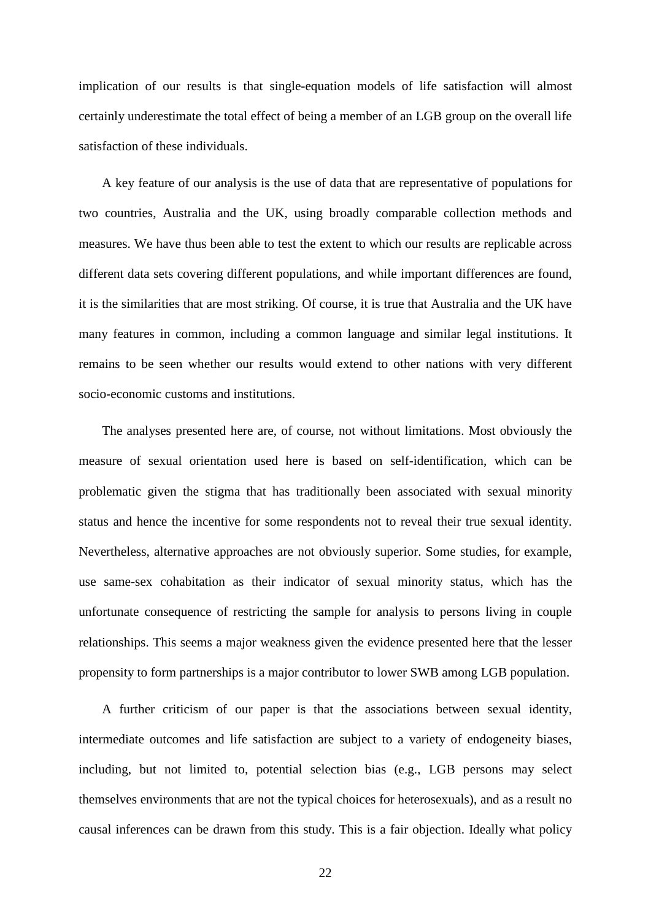implication of our results is that single-equation models of life satisfaction will almost certainly underestimate the total effect of being a member of an LGB group on the overall life satisfaction of these individuals.

A key feature of our analysis is the use of data that are representative of populations for two countries, Australia and the UK, using broadly comparable collection methods and measures. We have thus been able to test the extent to which our results are replicable across different data sets covering different populations, and while important differences are found, it is the similarities that are most striking. Of course, it is true that Australia and the UK have many features in common, including a common language and similar legal institutions. It remains to be seen whether our results would extend to other nations with very different socio-economic customs and institutions.

The analyses presented here are, of course, not without limitations. Most obviously the measure of sexual orientation used here is based on self-identification, which can be problematic given the stigma that has traditionally been associated with sexual minority status and hence the incentive for some respondents not to reveal their true sexual identity. Nevertheless, alternative approaches are not obviously superior. Some studies, for example, use same-sex cohabitation as their indicator of sexual minority status, which has the unfortunate consequence of restricting the sample for analysis to persons living in couple relationships. This seems a major weakness given the evidence presented here that the lesser propensity to form partnerships is a major contributor to lower SWB among LGB population.

A further criticism of our paper is that the associations between sexual identity, intermediate outcomes and life satisfaction are subject to a variety of endogeneity biases, including, but not limited to, potential selection bias (e.g., LGB persons may select themselves environments that are not the typical choices for heterosexuals), and as a result no causal inferences can be drawn from this study. This is a fair objection. Ideally what policy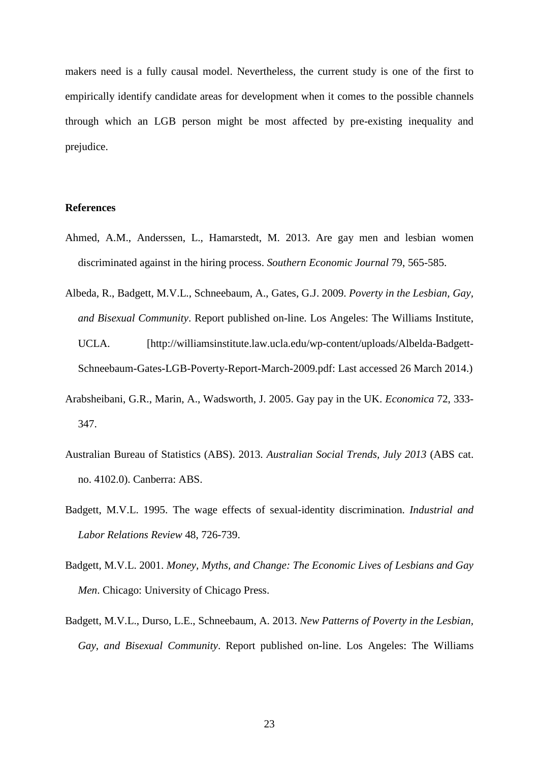makers need is a fully causal model. Nevertheless, the current study is one of the first to empirically identify candidate areas for development when it comes to the possible channels through which an LGB person might be most affected by pre-existing inequality and prejudice.

**References**

Ahmed, A.M., Anderssen, L., Hamarstedt, M. 2013. Are gay men and lesbian women discriminated against in the hiring process. *Southern Economic Journal* 79, 565-585.

Albeda, R., Badgett, M.V.L., Schneebaum, A., Gates, G.J. 2009. *Poverty in the Lesbian, Gay, and Bisexual Community*. Report published on-line. Los Angeles: The Williams Institute, UCLA. [http://williamsinstitute.law.ucla.edu/wp-content/uploads/Albelda-Badgett-Schneebaum-Gates-LGB-Poverty-Report-March-2009.pdf: Last accessed 26 March 2014.)

Arabsheibani, G.R., Marin, A., Wadsworth, J. 2005. Gay pay in the UK. *Economica* 72, 333-347.

Australian Bureau of Statistics (ABS). 2013. *Australian Social Trends, July 2013* (ABS cat. no. 4102.0). Canberra: ABS.

Badgett, M.V.L. 1995. The wage effects of sexual-identity discrimination. *Industrial and Labor Relations Review* 48, 726-739.

Badgett, M.V.L. 2001. *Money, Myths, and Change: The Economic Lives of Lesbians and Gay Men*. Chicago: University of Chicago Press.

Badgett, M.V.L., Durso, L.E., Schneebaum, A. 2013. *New Patterns of Poverty in the Lesbian, Gay, and Bisexual Community*. Report published on-line. Los Angeles: The Williams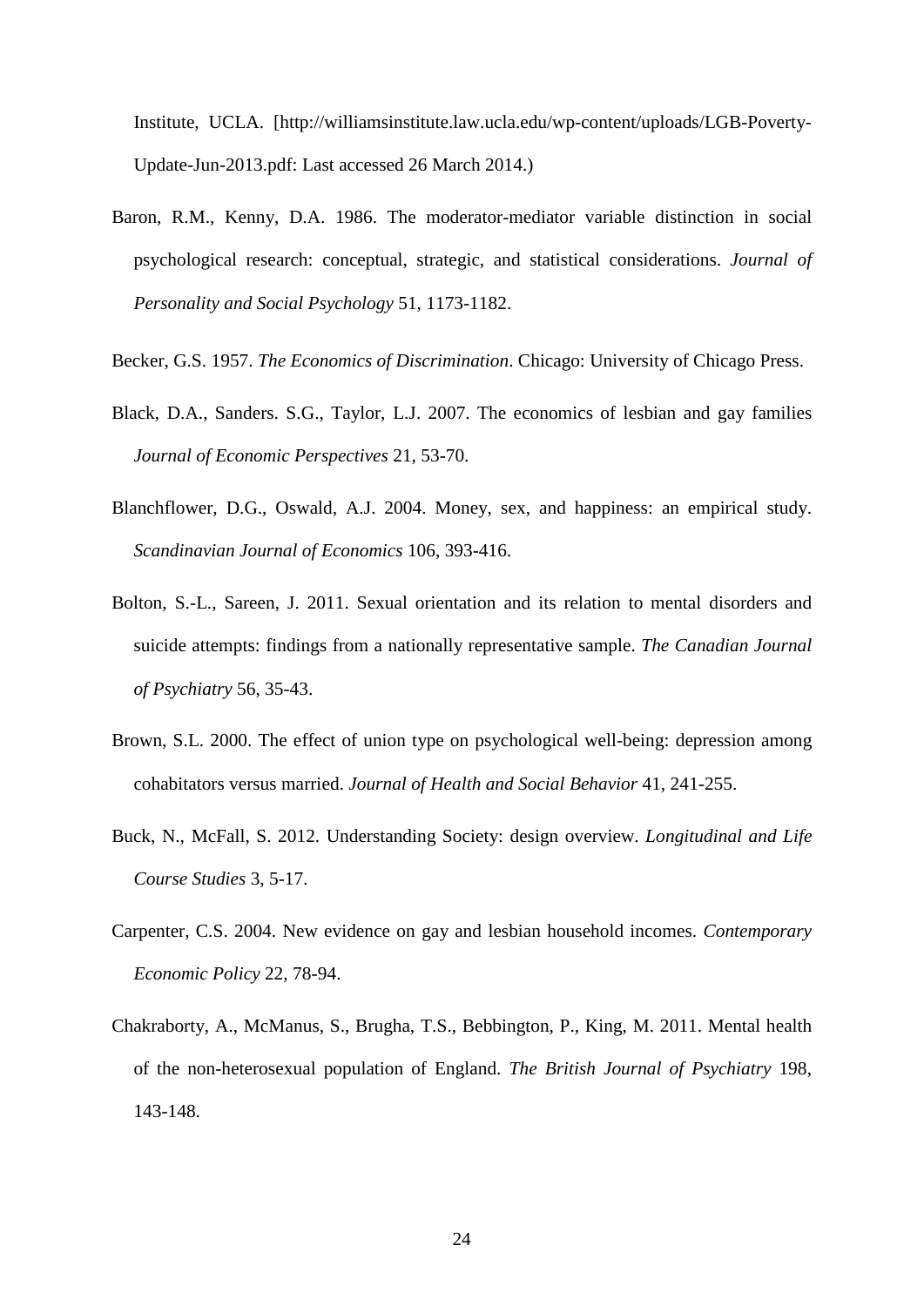Institute, UCLA. [http://williamsinstitute.law.ucla.edu/wp-content/uploads/LGB-Poverty-Update-Jun-2013.pdf: Last accessed 26 March 2014.)

Baron, R.M., Kenny, D.A. 1986. The moderator-mediator variable distinction in social psychological research: conceptual, strategic, and statistical considerations. *Journal of Personality and Social Psychology* 51, 1173-1182.

Becker, G.S. 1957. *The Economics of Discrimination*. Chicago: University of Chicago Press.

Black, D.A., Sanders. S.G., Taylor, L.J. 2007. The economics of lesbian and gay families *Journal of Economic Perspectives* 21, 53-70.

Blanchflower, D.G., Oswald, A.J. 2004. Money, sex, and happiness: an empirical study. *Scandinavian Journal of Economics* 106, 393-416.

Bolton, S.-L., Sareen, J. 2011. Sexual orientation and its relation to mental disorders and suicide attempts: findings from a nationally representative sample. *The Canadian Journal of Psychiatry* 56, 35-43.

Brown, S.L. 2000. The effect of union type on psychological well-being: depression among cohabitators versus married. *Journal of Health and Social Behavior* 41, 241-255.

Buck, N., McFall, S. 2012. Understanding Society: design overview. *Longitudinal and Life Course Studies* 3, 5-17.

Carpenter, C.S. 2004. New evidence on gay and lesbian household incomes. *Contemporary Economic Policy* 22, 78-94.

Chakraborty, A., McManus, S., Brugha, T.S., Bebbington, P., King, M. 2011. Mental health of the non-heterosexual population of England. *The British Journal of Psychiatry* 198, 143-148.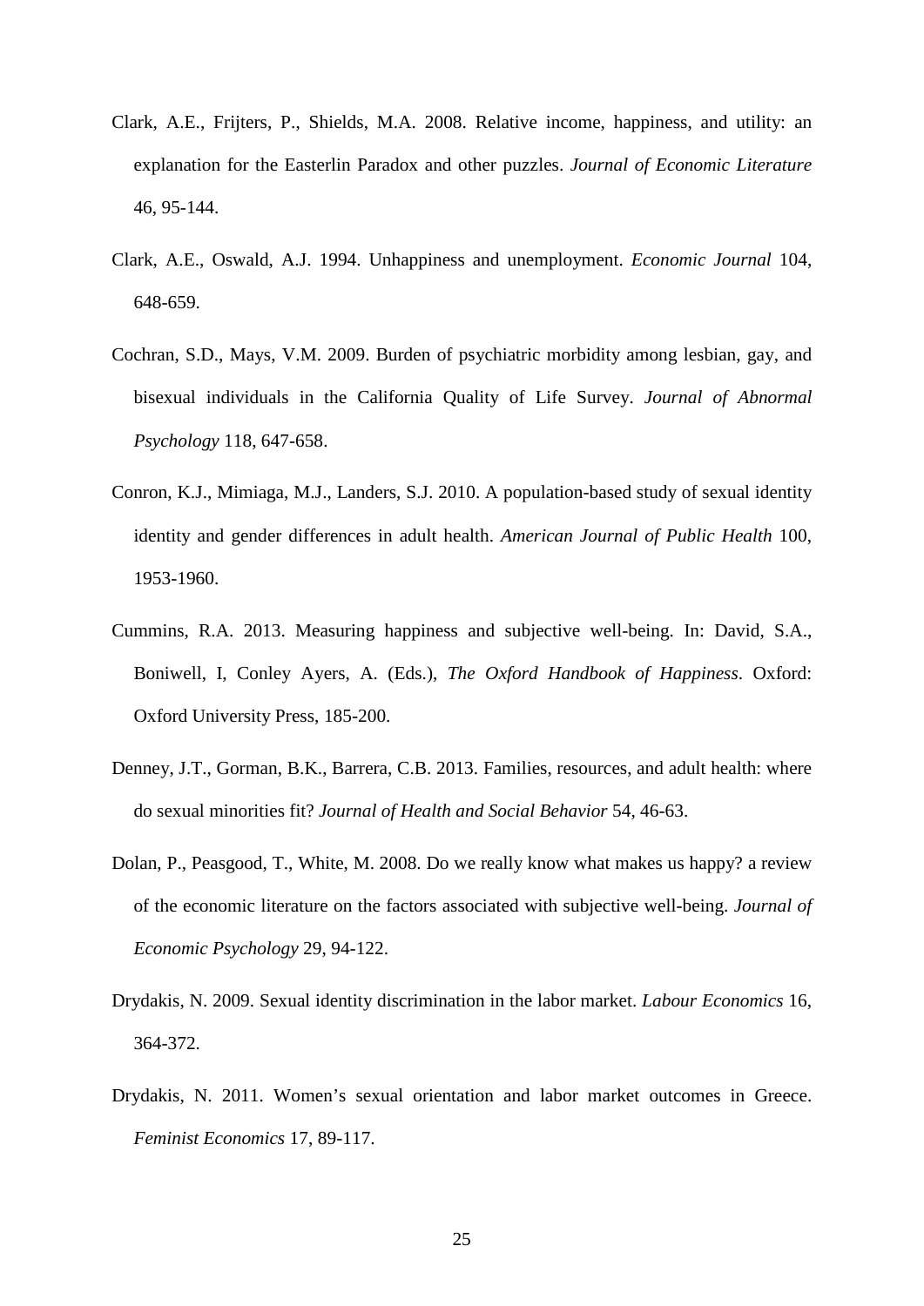Clark, A.E., Frijters, P., Shields, M.A. 2008. Relative income, happiness, and utility: an explanation for the Easterlin Paradox and other puzzles. *Journal of Economic Literature* 46, 95-144.

Clark, A.E., Oswald, A.J. 1994. Unhappiness and unemployment. *Economic Journal* 104, 648-659.

Cochran, S.D., Mays, V.M. 2009. Burden of psychiatric morbidity among lesbian, gay, and bisexual individuals in the California Quality of Life Survey. *Journal of Abnormal Psychology* 118, 647-658.

Conron, K.J., Mimiaga, M.J., Landers, S.J. 2010. A population-based study of sexual identity identity and gender differences in adult health. *American Journal of Public Health* 100, 1953-1960.

Cummins, R.A. 2013. Measuring happiness and subjective well-being. In: David, S.A., Boniwell, I, Conley Ayers, A. (Eds.), *The Oxford Handbook of Happiness*. Oxford: Oxford University Press, 185-200.

Denney, J.T., Gorman, B.K., Barrera, C.B. 2013. Families, resources, and adult health: where do sexual minorities fit? *Journal of Health and Social Behavior* 54, 46-63.

Dolan, P., Peasgood, T., White, M. 2008. Do we really know what makes us happy? a review of the economic literature on the factors associated with subjective well-being. *Journal of Economic Psychology* 29, 94-122.

Drydakis, N. 2009. Sexual identity discrimination in the labor market. *Labour Economics* 16, 364-372.

Drydakis, N. 2011. Women's sexual orientation and labor market outcomes in Greece. *Feminist Economics* 17, 89-117.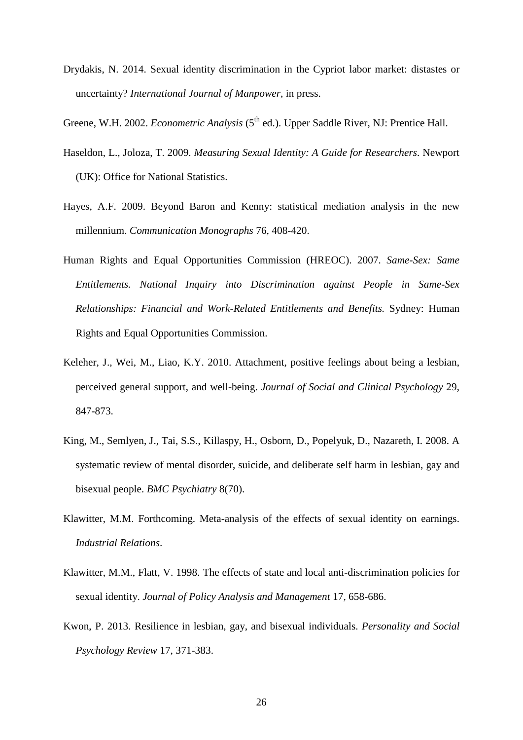Drydakis, N. 2014. Sexual identity discrimination in the Cypriot labor market: distastes or uncertainty? *International Journal of Manpower*, in press.

Greene, W.H. 2002. *Econometric Analysis* ($5^{th}$ ed.). Upper Saddle River, NJ: Prentice Hall.

Haseldon, L., Joloza, T. 2009. *Measuring Sexual Identity: A Guide for Researchers*. Newport (UK): Office for National Statistics.

Hayes, A.F. 2009. Beyond Baron and Kenny: statistical mediation analysis in the new millennium. *Communication Monographs* 76, 408-420.

Human Rights and Equal Opportunities Commission (HREOC). 2007. *Same-Sex: Same Entitlements. National Inquiry into Discrimination against People in Same-Sex Relationships: Financial and Work-Related Entitlements and Benefits.* Sydney: Human Rights and Equal Opportunities Commission.

Keleher, J., Wei, M., Liao, K.Y. 2010. Attachment, positive feelings about being a lesbian, perceived general support, and well-being. *Journal of Social and Clinical Psychology* 29, 847-873.

King, M., Semlyen, J., Tai, S.S., Killaspy, H., Osborn, D., Popelyuk, D., Nazareth, I. 2008. A systematic review of mental disorder, suicide, and deliberate self harm in lesbian, gay and bisexual people. *BMC Psychiatry* 8(70).

Klawitter, M.M. Forthcoming. Meta-analysis of the effects of sexual identity on earnings. *Industrial Relations*.

Klawitter, M.M., Flatt, V. 1998. The effects of state and local anti-discrimination policies for sexual identity. *Journal of Policy Analysis and Management* 17, 658-686.

Kwon, P. 2013. Resilience in lesbian, gay, and bisexual individuals. *Personality and Social Psychology Review* 17, 371-383.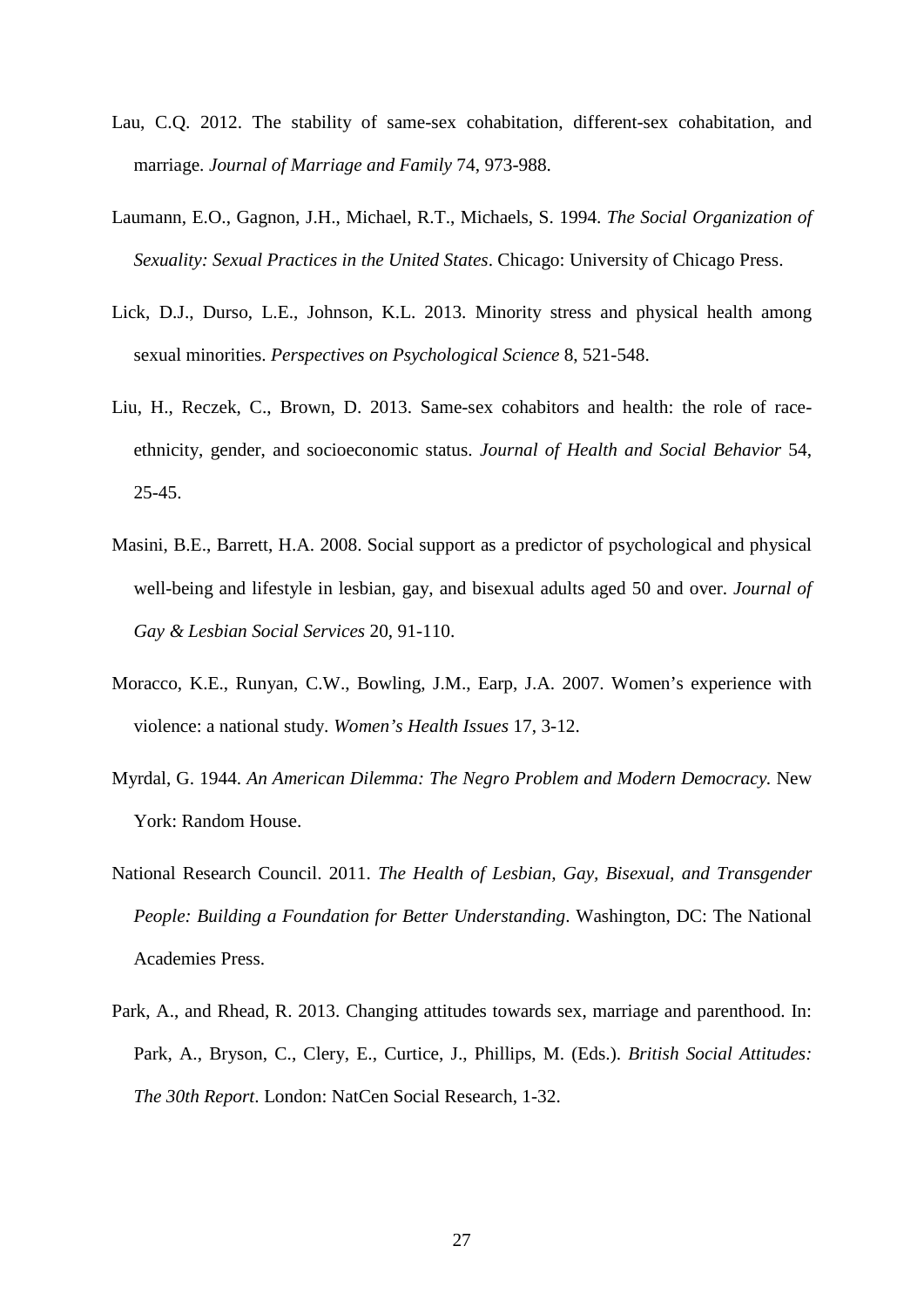Lau, C.Q. 2012. The stability of same-sex cohabitation, different-sex cohabitation, and marriage. *Journal of Marriage and Family* 74, 973-988.

Laumann, E.O., Gagnon, J.H., Michael, R.T., Michaels, S. 1994. *The Social Organization of Sexuality: Sexual Practices in the United States*. Chicago: University of Chicago Press.

Lick, D.J., Durso, L.E., Johnson, K.L. 2013. Minority stress and physical health among sexual minorities. *Perspectives on Psychological Science* 8, 521-548.

Liu, H., Reczek, C., Brown, D. 2013. Same-sex cohabitors and health: the role of race-ethnicity, gender, and socioeconomic status. *Journal of Health and Social Behavior* 54, 25-45.

Masini, B.E., Barrett, H.A. 2008. Social support as a predictor of psychological and physical well-being and lifestyle in lesbian, gay, and bisexual adults aged 50 and over. *Journal of Gay & Lesbian Social Services* 20, 91-110.

Moracco, K.E., Runyan, C.W., Bowling, J.M., Earp, J.A. 2007. Women's experience with violence: a national study. *Women's Health Issues* 17, 3-12.

Myrdal, G. 1944. *An American Dilemma: The Negro Problem and Modern Democracy.* New York: Random House.

National Research Council. 2011. *The Health of Lesbian, Gay, Bisexual, and Transgender People: Building a Foundation for Better Understanding*. Washington, DC: The National Academies Press.

Park, A., and Rhead, R. 2013. Changing attitudes towards sex, marriage and parenthood. In: Park, A., Bryson, C., Clery, E., Curtice, J., Phillips, M. (Eds.). *British Social Attitudes: The 30th Report*. London: NatCen Social Research, 1-32.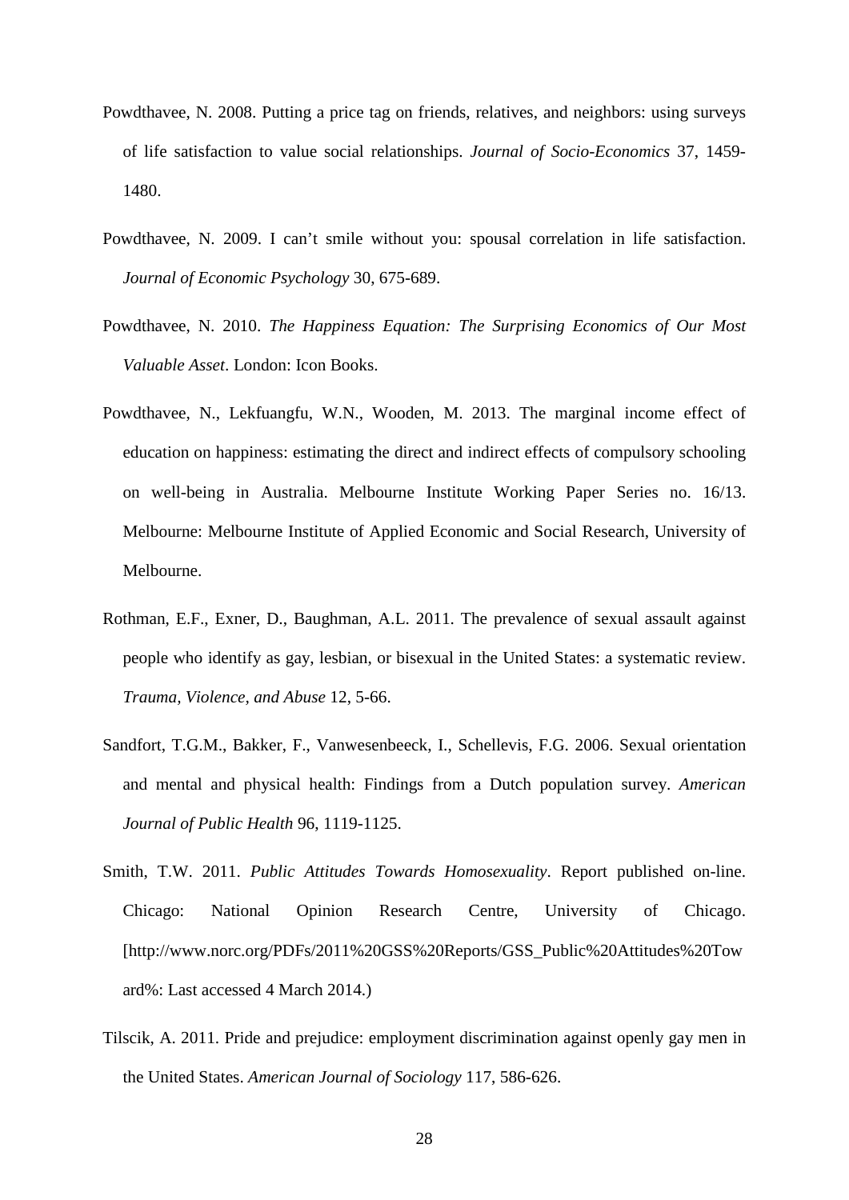Powdthavee, N. 2008. Putting a price tag on friends, relatives, and neighbors: using surveys of life satisfaction to value social relationships. *Journal of Socio-Economics* 37, 1459-1480.

Powdthavee, N. 2009. I can't smile without you: spousal correlation in life satisfaction. *Journal of Economic Psychology* 30, 675-689.

Powdthavee, N. 2010. *The Happiness Equation: The Surprising Economics of Our Most Valuable Asset*. London: Icon Books.

Powdthavee, N., Lekfuangfu, W.N., Wooden, M. 2013. The marginal income effect of education on happiness: estimating the direct and indirect effects of compulsory schooling on well-being in Australia. Melbourne Institute Working Paper Series no. 16/13. Melbourne: Melbourne Institute of Applied Economic and Social Research, University of Melbourne.

Rothman, E.F., Exner, D., Baughman, A.L. 2011. The prevalence of sexual assault against people who identify as gay, lesbian, or bisexual in the United States: a systematic review. *Trauma, Violence, and Abuse* 12, 5-66.

Sandfort, T.G.M., Bakker, F., Vanwesenbeeck, I., Schellevis, F.G. 2006. Sexual orientation and mental and physical health: Findings from a Dutch population survey. *American Journal of Public Health* 96, 1119-1125.

Smith, T.W. 2011. *Public Attitudes Towards Homosexuality*. Report published on-line. Chicago: National Opinion Research Centre, University of Chicago. [http://www.norc.org/PDFs/2011%20GSS%20Reports/GSS_Public%20Attitudes%20Toward%: Last accessed 4 March 2014.)

Tilscik, A. 2011. Pride and prejudice: employment discrimination against openly gay men in the United States. *American Journal of Sociology* 117, 586-626.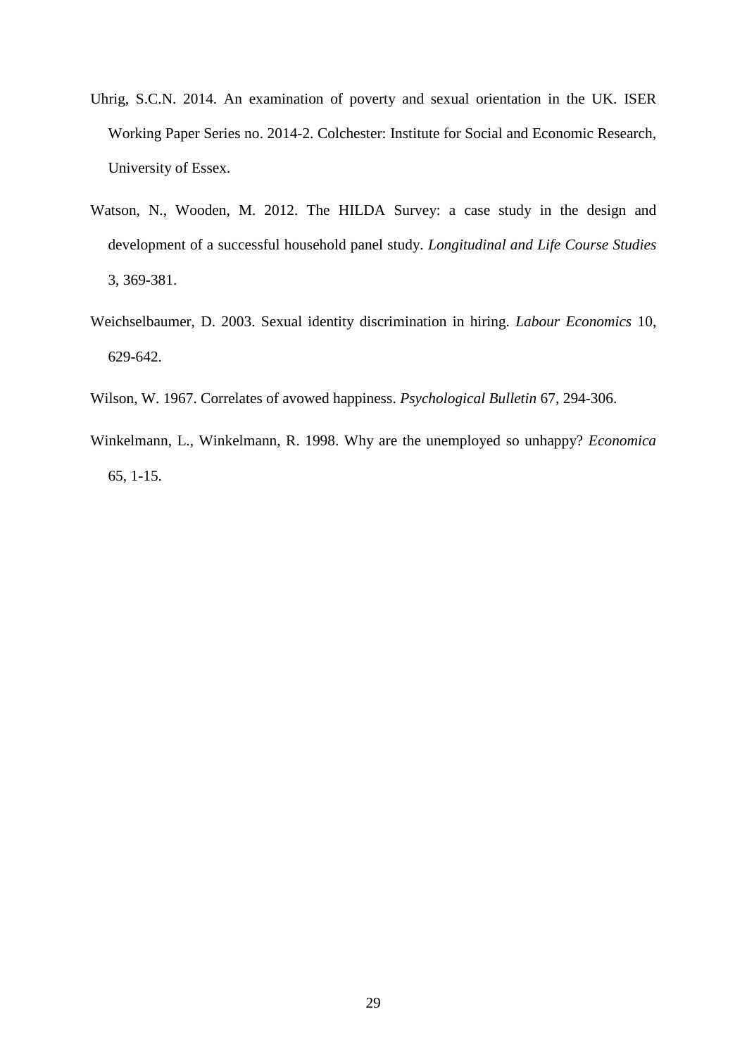Uhrig, S.C.N. 2014. An examination of poverty and sexual orientation in the UK. ISER Working Paper Series no. 2014-2. Colchester: Institute for Social and Economic Research, University of Essex.

Watson, N., Wooden, M. 2012. The HILDA Survey: a case study in the design and development of a successful household panel study. *Longitudinal and Life Course Studies* 3, 369-381.

Weichselbaumer, D. 2003. Sexual identity discrimination in hiring. *Labour Economics* 10, 629-642.

Wilson, W. 1967. Correlates of avowed happiness. *Psychological Bulletin* 67, 294-306.

Winkelmann, L., Winkelmann, R. 1998. Why are the unemployed so unhappy? *Economica* 65, 1-15.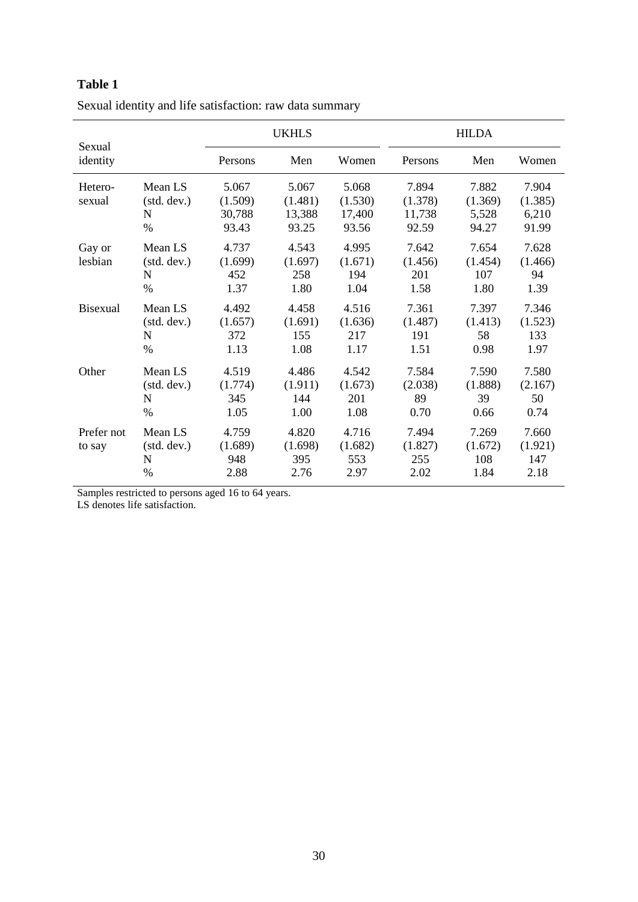**Table 1**

Sexual identity and life satisfaction: raw data summary

| Sexual identity | | UKHLS | | | HILDA | | |
|---|---|---|---|---|---|---|---|
| | | Persons | Men | Women | Persons | Men | Women |
| Hetero-sexual | Mean LS | 5.067 | 5.067 | 5.068 | 7.894 | 7.882 | 7.904 |
| | (std. dev.) | (1.509) | (1.481) | (1.530) | (1.378) | (1.369) | (1.385) |
| | N | 30,788 | 13,388 | 17,400 | 11,738 | 5,528 | 6,210 |
| | % | 93.43 | 93.25 | 93.56 | 92.59 | 94.27 | 91.99 |
| Gay or lesbian | Mean LS | 4.737 | 4.543 | 4.995 | 7.642 | 7.654 | 7.628 |
| | (std. dev.) | (1.699) | (1.697) | (1.671) | (1.456) | (1.454) | (1.466) |
| | N | 452 | 258 | 194 | 201 | 107 | 94 |
| | % | 1.37 | 1.80 | 1.04 | 1.58 | 1.80 | 1.39 |
| Bisexual | Mean LS | 4.492 | 4.458 | 4.516 | 7.361 | 7.397 | 7.346 |
| | (std. dev.) | (1.657) | (1.691) | (1.636) | (1.487) | (1.413) | (1.523) |
| | N | 372 | 155 | 217 | 191 | 58 | 133 |
| | % | 1.13 | 1.08 | 1.17 | 1.51 | 0.98 | 1.97 |
| Other | Mean LS | 4.519 | 4.486 | 4.542 | 7.584 | 7.590 | 7.580 |
| | (std. dev.) | (1.774) | (1.911) | (1.673) | (2.038) | (1.888) | (2.167) |
| | N | 345 | 144 | 201 | 89 | 39 | 50 |
| | % | 1.05 | 1.00 | 1.08 | 0.70 | 0.66 | 0.74 |
| Prefer not to say | Mean LS | 4.759 | 4.820 | 4.716 | 7.494 | 7.269 | 7.660 |
| | (std. dev.) | (1.689) | (1.698) | (1.682) | (1.827) | (1.672) | (1.921) |
| | N | 948 | 395 | 553 | 255 | 108 | 147 |
| | % | 2.88 | 2.76 | 2.97 | 2.02 | 1.84 | 2.18 |

Samples restricted to persons aged 16 to 64 years.
LS denotes life satisfaction.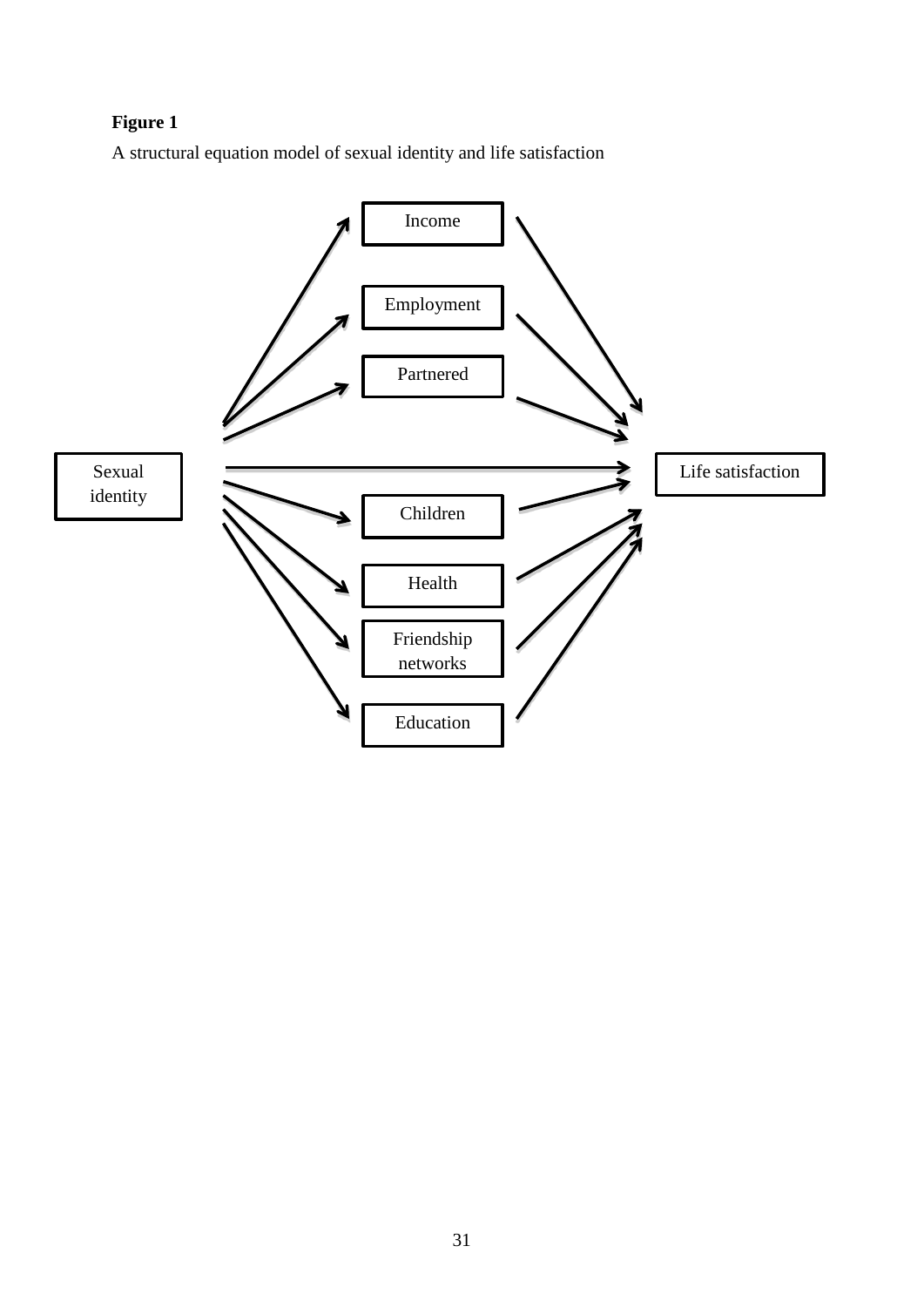**Figure 1**

A structural equation model of sexual identity and life satisfaction

Income

Employment

Partnered

Sexual identity

Life satisfaction

Children

Health

Friendship networks

Education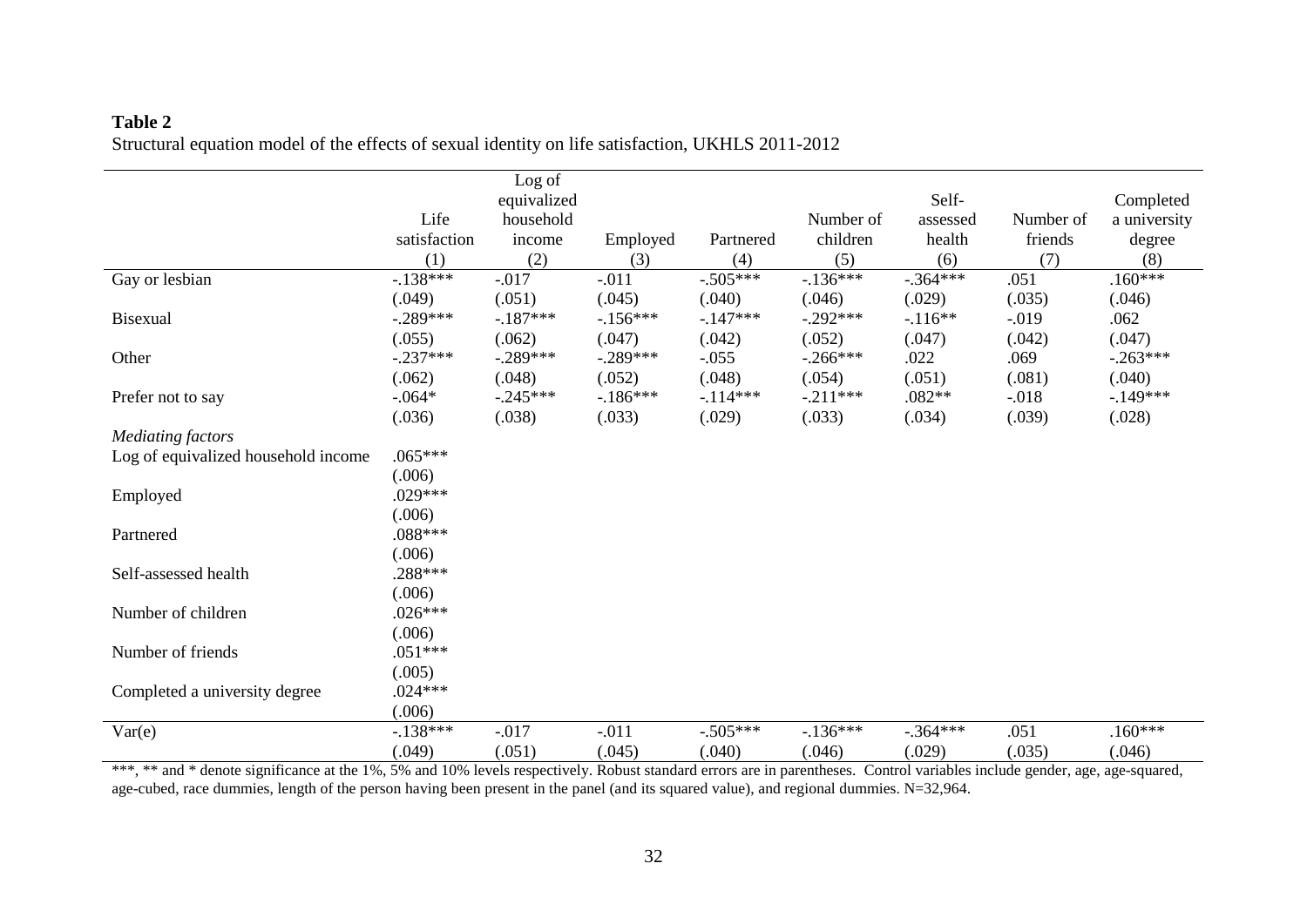**Table 2**
Structural equation model of the effects of sexual identity on life satisfaction, UKHLS 2011-2012

| | Life satisfaction (1) | Log of equivalized household income (2) | Employed (3) | Partnered (4) | Number of children (5) | Self-assessed health (6) | Number of friends (7) | Completed a university degree (8) |
|---|---|---|---|---|---|---|---|---|
| Gay or lesbian | -.138*** | -.017 | -.011 | -.505*** | -.136*** | -.364*** | .051 | .160*** |
| | (.049) | (.051) | (.045) | (.040) | (.046) | (.029) | (.035) | (.046) |
| Bisexual | -.289*** | -.187*** | -.156*** | -.147*** | -.292*** | -.116** | -.019 | .062 |
| | (.055) | (.062) | (.047) | (.042) | (.052) | (.047) | (.042) | (.047) |
| Other | -.237*** | -.289*** | -.289*** | -.055 | -.266*** | .022 | .069 | -.263*** |
| | (.062) | (.048) | (.052) | (.048) | (.054) | (.051) | (.081) | (.040) |
| Prefer not to say | -.064* | -.245*** | -.186*** | -.114*** | -.211*** | .082** | -.018 | -.149*** |
| | (.036) | (.038) | (.033) | (.029) | (.033) | (.034) | (.039) | (.028) |
| *Mediating factors* | | | | | | | | |
| Log of equivalized household income | .065*** | | | | | | | |
| | (.006) | | | | | | | |
| Employed | .029*** | | | | | | | |
| | (.006) | | | | | | | |
| Partnered | .088*** | | | | | | | |
| | (.006) | | | | | | | |
| Self-assessed health | .288*** | | | | | | | |
| | (.006) | | | | | | | |
| Number of children | .026*** | | | | | | | |
| | (.006) | | | | | | | |
| Number of friends | .051*** | | | | | | | |
| | (.005) | | | | | | | |
| Completed a university degree | .024*** | | | | | | | |
| | (.006) | | | | | | | |
| Var(e) | -.138*** | -.017 | -.011 | -.505*** | -.136*** | -.364*** | .051 | .160*** |
| | (.049) | (.051) | (.045) | (.040) | (.046) | (.029) | (.035) | (.046) |

***, ** and * denote significance at the 1%, 5% and 10% levels respectively. Robust standard errors are in parentheses. Control variables include gender, age, age-squared, age-cubed, race dummies, length of the person having been present in the panel (and its squared value), and regional dummies. N=32,964.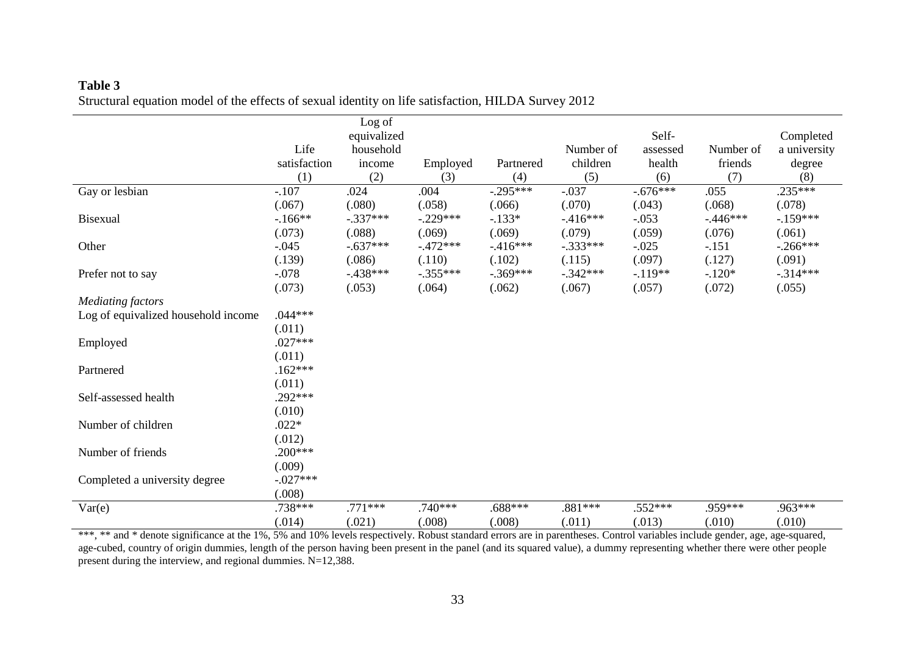**Table 3**

Structural equation model of the effects of sexual identity on life satisfaction, HILDA Survey 2012

| | Life satisfaction (1) | Log of equivalized household income (2) | Employed (3) | Partnered (4) | Number of children (5) | Self-assessed health (6) | Number of friends (7) | Completed a university degree (8) |
|---|---|---|---|---|---|---|---|---|
| Gay or lesbian | -.107 | .024 | .004 | -.295*** | -.037 | -.676*** | .055 | .235*** |
| | (.067) | (.080) | (.058) | (.066) | (.070) | (.043) | (.068) | (.078) |
| Bisexual | -.166** | -.337*** | -.229*** | -.133* | -.416*** | -.053 | -.446*** | -.159*** |
| | (.073) | (.088) | (.069) | (.069) | (.079) | (.059) | (.076) | (.061) |
| Other | -.045 | -.637*** | -.472*** | -.416*** | -.333*** | -.025 | -.151 | -.266*** |
| | (.139) | (.086) | (.110) | (.102) | (.115) | (.097) | (.127) | (.091) |
| Prefer not to say | -.078 | -.438*** | -.355*** | -.369*** | -.342*** | -.119** | -.120* | -.314*** |
| | (.073) | (.053) | (.064) | (.062) | (.067) | (.057) | (.072) | (.055) |
| *Mediating factors* | | | | | | | | |
| Log of equivalized household income | .044*** | | | | | | | |
| | (.011) | | | | | | | |
| Employed | .027*** | | | | | | | |
| | (.011) | | | | | | | |
| Partnered | .162*** | | | | | | | |
| | (.011) | | | | | | | |
| Self-assessed health | .292*** | | | | | | | |
| | (.010) | | | | | | | |
| Number of children | .022* | | | | | | | |
| | (.012) | | | | | | | |
| Number of friends | .200*** | | | | | | | |
| | (.009) | | | | | | | |
| Completed a university degree | -.027*** | | | | | | | |
| | (.008) | | | | | | | |
| Var(e) | .738*** | .771*** | .740*** | .688*** | .881*** | .552*** | .959*** | .963*** |
| | (.014) | (.021) | (.008) | (.008) | (.011) | (.013) | (.010) | (.010) |

***, ** and * denote significance at the 1%, 5% and 10% levels respectively. Robust standard errors are in parentheses. Control variables include gender, age, age-squared, age-cubed, country of origin dummies, length of the person having been present in the panel (and its squared value), a dummy representing whether there were other people present during the interview, and regional dummies. N=12,388.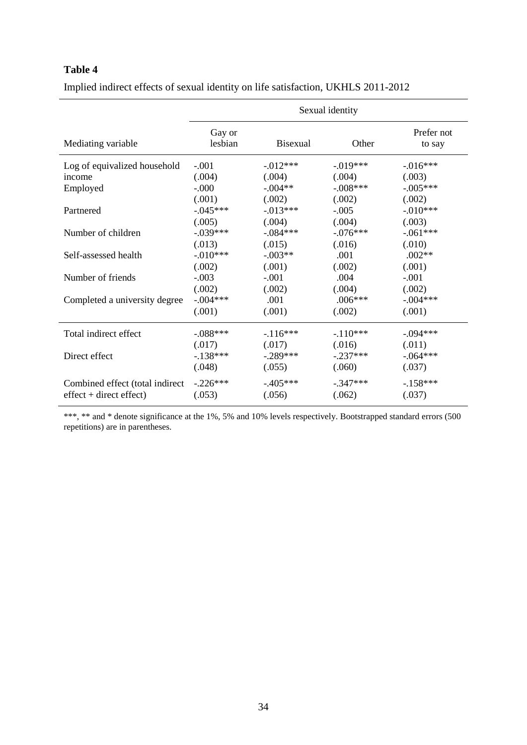**Table 4**

Implied indirect effects of sexual identity on life satisfaction, UKHLS 2011-2012

| | Sexual identity | | | |
|---|---|---|---|---|
| Mediating variable | Gay or lesbian | Bisexual | Other | Prefer not to say |
| Log of equivalized household income | -.001 | -.012*** | -.019*** | -.016*** |
| | (.004) | (.004) | (.004) | (.003) |
| Employed | -.000 | -.004** | -.008*** | -.005*** |
| | (.001) | (.002) | (.002) | (.002) |
| Partnered | -.045*** | -.013*** | -.005 | -.010*** |
| | (.005) | (.004) | (.004) | (.003) |
| Number of children | -.039*** | -.084*** | -.076*** | -.061*** |
| | (.013) | (.015) | (.016) | (.010) |
| Self-assessed health | -.010*** | -.003** | .001 | .002** |
| | (.002) | (.001) | (.002) | (.001) |
| Number of friends | -.003 | -.001 | .004 | -.001 |
| | (.002) | (.002) | (.004) | (.002) |
| Completed a university degree | -.004*** | .001 | .006*** | -.004*** |
| | (.001) | (.001) | (.002) | (.001) |
| Total indirect effect | -.088*** | -.116*** | -.110*** | -.094*** |
| | (.017) | (.017) | (.016) | (.011) |
| Direct effect | -.138*** | -.289*** | -.237*** | -.064*** |
| | (.048) | (.055) | (.060) | (.037) |
| Combined effect (total indirect effect + direct effect) | -.226*** | -.405*** | -.347*** | -.158*** |
| | (.053) | (.056) | (.062) | (.037) |

***, ** and * denote significance at the 1%, 5% and 10% levels respectively. Bootstrapped standard errors (500 repetitions) are in parentheses.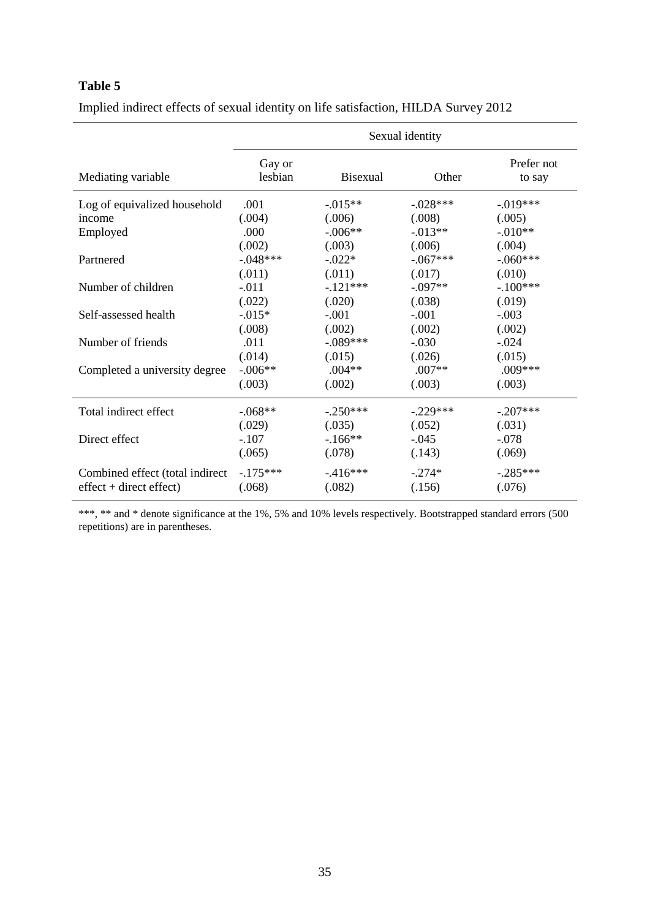**Table 5**

Implied indirect effects of sexual identity on life satisfaction, HILDA Survey 2012

| | Sexual identity | | | |
|---|---|---|---|---|
| Mediating variable | Gay or lesbian | Bisexual | Other | Prefer not to say |
| Log of equivalized household income | .001 | -.015** | -.028*** | -.019*** |
| | (.004) | (.006) | (.008) | (.005) |
| Employed | .000 | -.006** | -.013** | -.010** |
| | (.002) | (.003) | (.006) | (.004) |
| Partnered | -.048*** | -.022* | -.067*** | -.060*** |
| | (.011) | (.011) | (.017) | (.010) |
| Number of children | -.011 | -.121*** | -.097** | -.100*** |
| | (.022) | (.020) | (.038) | (.019) |
| Self-assessed health | -.015* | -.001 | -.001 | -.003 |
| | (.008) | (.002) | (.002) | (.002) |
| Number of friends | .011 | -.089*** | -.030 | -.024 |
| | (.014) | (.015) | (.026) | (.015) |
| Completed a university degree | -.006** | .004** | .007** | .009*** |
| | (.003) | (.002) | (.003) | (.003) |
| Total indirect effect | -.068** | -.250*** | -.229*** | -.207*** |
| | (.029) | (.035) | (.052) | (.031) |
| Direct effect | -.107 | -.166** | -.045 | -.078 |
| | (.065) | (.078) | (.143) | (.069) |
| Combined effect (total indirect effect + direct effect) | -.175*** | -.416*** | -.274* | -.285*** |
| | (.068) | (.082) | (.156) | (.076) |

***, ** and * denote significance at the 1%, 5% and 10% levels respectively. Bootstrapped standard errors (500 repetitions) are in parentheses.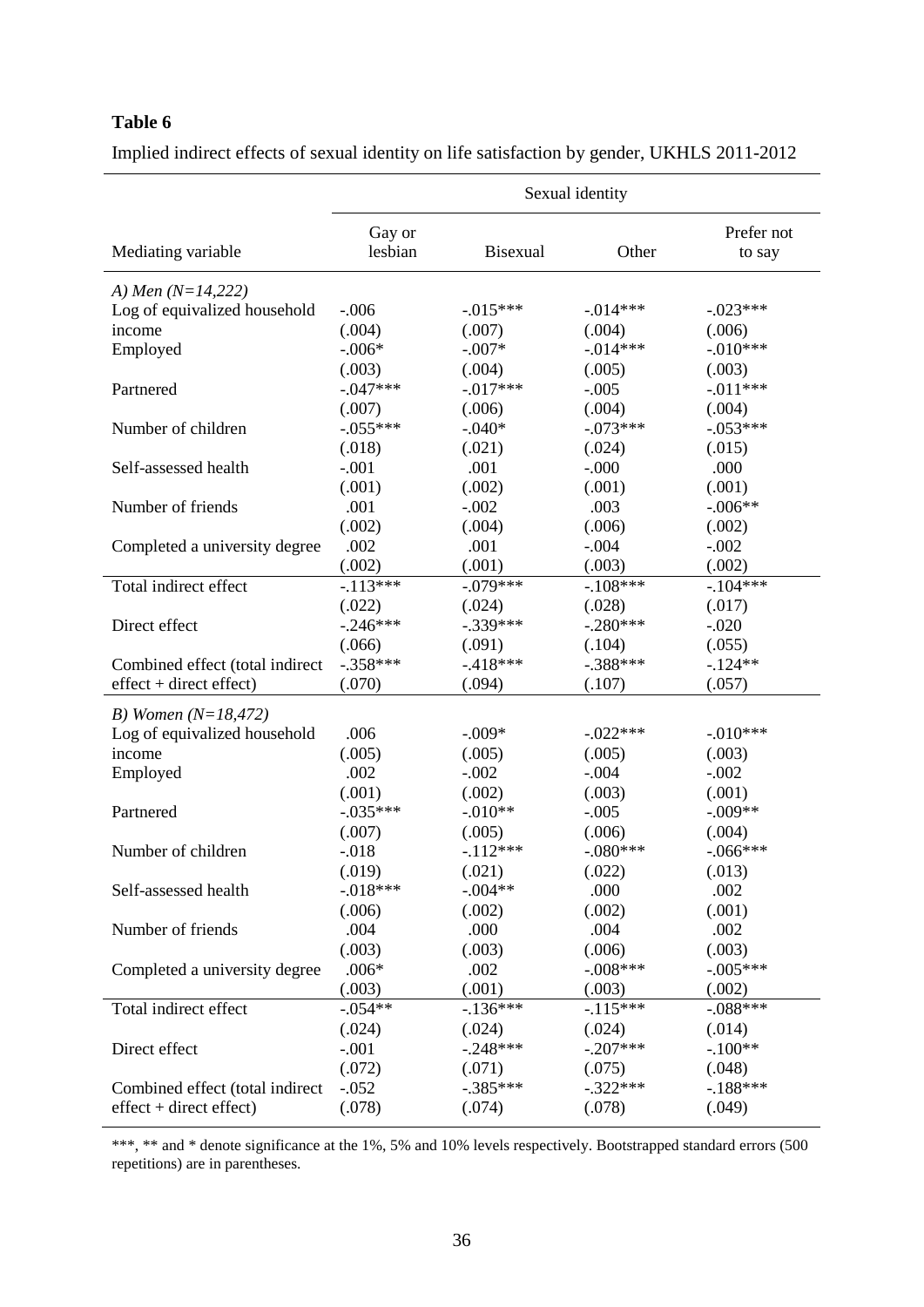**Table 6**

Implied indirect effects of sexual identity on life satisfaction by gender, UKHLS 2011-2012

| | Sexual identity | | | |
|---|---|---|---|---|
| Mediating variable | Gay or lesbian | Bisexual | Other | Prefer not to say |
| *A) Men (N=14,222)* | | | | |
| Log of equivalized household income | -.006 | -.015*** | -.014*** | -.023*** |
| | (.004) | (.007) | (.004) | (.006) |
| Employed | -.006* | -.007* | -.014*** | -.010*** |
| | (.003) | (.004) | (.005) | (.003) |
| Partnered | -.047*** | -.017*** | -.005 | -.011*** |
| | (.007) | (.006) | (.004) | (.004) |
| Number of children | -.055*** | -.040* | -.073*** | -.053*** |
| | (.018) | (.021) | (.024) | (.015) |
| Self-assessed health | -.001 | .001 | -.000 | .000 |
| | (.001) | (.002) | (.001) | (.001) |
| Number of friends | .001 | -.002 | .003 | -.006** |
| | (.002) | (.004) | (.006) | (.002) |
| Completed a university degree | .002 | .001 | -.004 | -.002 |
| | (.002) | (.001) | (.003) | (.002) |
| Total indirect effect | -.113*** | -.079*** | -.108*** | -.104*** |
| | (.022) | (.024) | (.028) | (.017) |
| Direct effect | -.246*** | -.339*** | -.280*** | -.020 |
| | (.066) | (.091) | (.104) | (.055) |
| Combined effect (total indirect effect + direct effect) | -.358*** | -.418*** | -.388*** | -.124** |
| | (.070) | (.094) | (.107) | (.057) |
| *B) Women (N=18,472)* | | | | |
| Log of equivalized household income | .006 | -.009* | -.022*** | -.010*** |
| | (.005) | (.005) | (.005) | (.003) |
| Employed | .002 | -.002 | -.004 | -.002 |
| | (.001) | (.002) | (.003) | (.001) |
| Partnered | -.035*** | -.010** | -.005 | -.009** |
| | (.007) | (.005) | (.006) | (.004) |
| Number of children | -.018 | -.112*** | -.080*** | -.066*** |
| | (.019) | (.021) | (.022) | (.013) |
| Self-assessed health | -.018*** | -.004** | .000 | .002 |
| | (.006) | (.002) | (.002) | (.001) |
| Number of friends | .004 | .000 | .004 | .002 |
| | (.003) | (.003) | (.006) | (.003) |
| Completed a university degree | .006* | .002 | -.008*** | -.005*** |
| | (.003) | (.001) | (.003) | (.002) |
| Total indirect effect | -.054** | -.136*** | -.115*** | -.088*** |
| | (.024) | (.024) | (.024) | (.014) |
| Direct effect | -.001 | -.248*** | -.207*** | -.100** |
| | (.072) | (.071) | (.075) | (.048) |
| Combined effect (total indirect effect + direct effect) | -.052 | -.385*** | -.322*** | -.188*** |
| | (.078) | (.074) | (.078) | (.049) |

***, ** and * denote significance at the 1%, 5% and 10% levels respectively. Bootstrapped standard errors (500 repetitions) are in parentheses.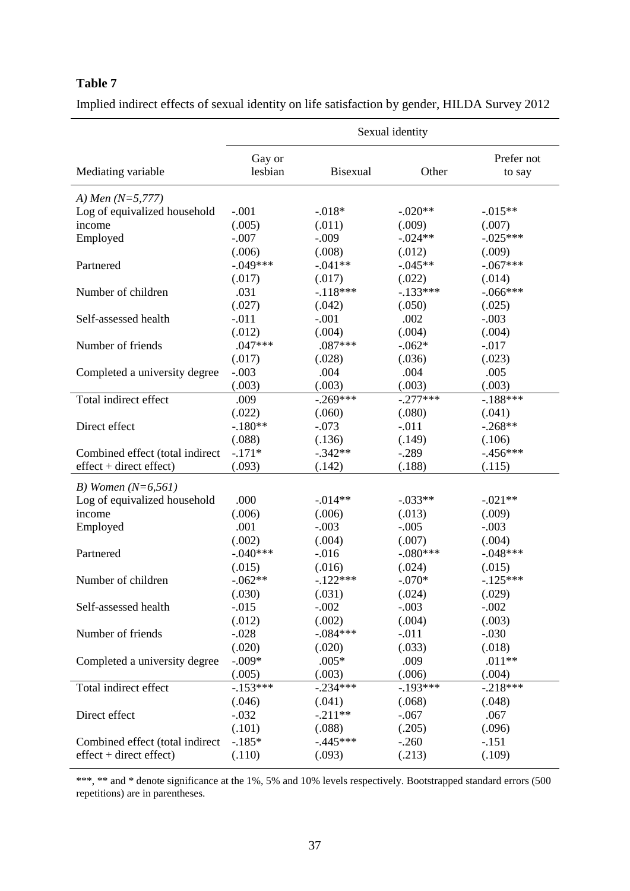**Table 7**

Implied indirect effects of sexual identity on life satisfaction by gender, HILDA Survey 2012

| | Sexual identity | | | |
|---|---|---|---|---|
| Mediating variable | Gay or lesbian | Bisexual | Other | Prefer not to say |
| *A) Men (N=5,777)* | | | | |
| Log of equivalized household income | -.001 | -.018* | -.020** | -.015** |
| | (.005) | (.011) | (.009) | (.007) |
| Employed | -.007 | -.009 | -.024** | -.025*** |
| | (.006) | (.008) | (.012) | (.009) |
| Partnered | -.049*** | -.041** | -.045** | -.067*** |
| | (.017) | (.017) | (.022) | (.014) |
| Number of children | .031 | -.118*** | -.133*** | -.066*** |
| | (.027) | (.042) | (.050) | (.025) |
| Self-assessed health | -.011 | -.001 | .002 | -.003 |
| | (.012) | (.004) | (.004) | (.004) |
| Number of friends | .047*** | .087*** | -.062* | -.017 |
| | (.017) | (.028) | (.036) | (.023) |
| Completed a university degree | -.003 | .004 | .004 | .005 |
| | (.003) | (.003) | (.003) | (.003) |
| Total indirect effect | .009 | -.269*** | -.277*** | -.188*** |
| | (.022) | (.060) | (.080) | (.041) |
| Direct effect | -.180** | -.073 | -.011 | -.268** |
| | (.088) | (.136) | (.149) | (.106) |
| Combined effect (total indirect effect + direct effect) | -.171* | -.342** | -.289 | -.456*** |
| | (.093) | (.142) | (.188) | (.115) |
| *B) Women (N=6,561)* | | | | |
| Log of equivalized household income | .000 | -.014** | -.033** | -.021** |
| | (.006) | (.006) | (.013) | (.009) |
| Employed | .001 | -.003 | -.005 | -.003 |
| | (.002) | (.004) | (.007) | (.004) |
| Partnered | -.040*** | -.016 | -.080*** | -.048*** |
| | (.015) | (.016) | (.024) | (.015) |
| Number of children | -.062** | -.122*** | -.070* | -.125*** |
| | (.030) | (.031) | (.024) | (.029) |
| Self-assessed health | -.015 | -.002 | -.003 | -.002 |
| | (.012) | (.002) | (.004) | (.003) |
| Number of friends | -.028 | -.084*** | -.011 | -.030 |
| | (.020) | (.020) | (.033) | (.018) |
| Completed a university degree | -.009* | .005* | .009 | .011** |
| | (.005) | (.003) | (.006) | (.004) |
| Total indirect effect | -.153*** | -.234*** | -.193*** | -.218*** |
| | (.046) | (.041) | (.068) | (.048) |
| Direct effect | -.032 | -.211** | -.067 | .067 |
| | (.101) | (.088) | (.205) | (.096) |
| Combined effect (total indirect effect + direct effect) | -.185* | -.445*** | -.260 | -.151 |
| | (.110) | (.093) | (.213) | (.109) |

***, ** and * denote significance at the 1%, 5% and 10% levels respectively. Bootstrapped standard errors (500 repetitions) are in parentheses.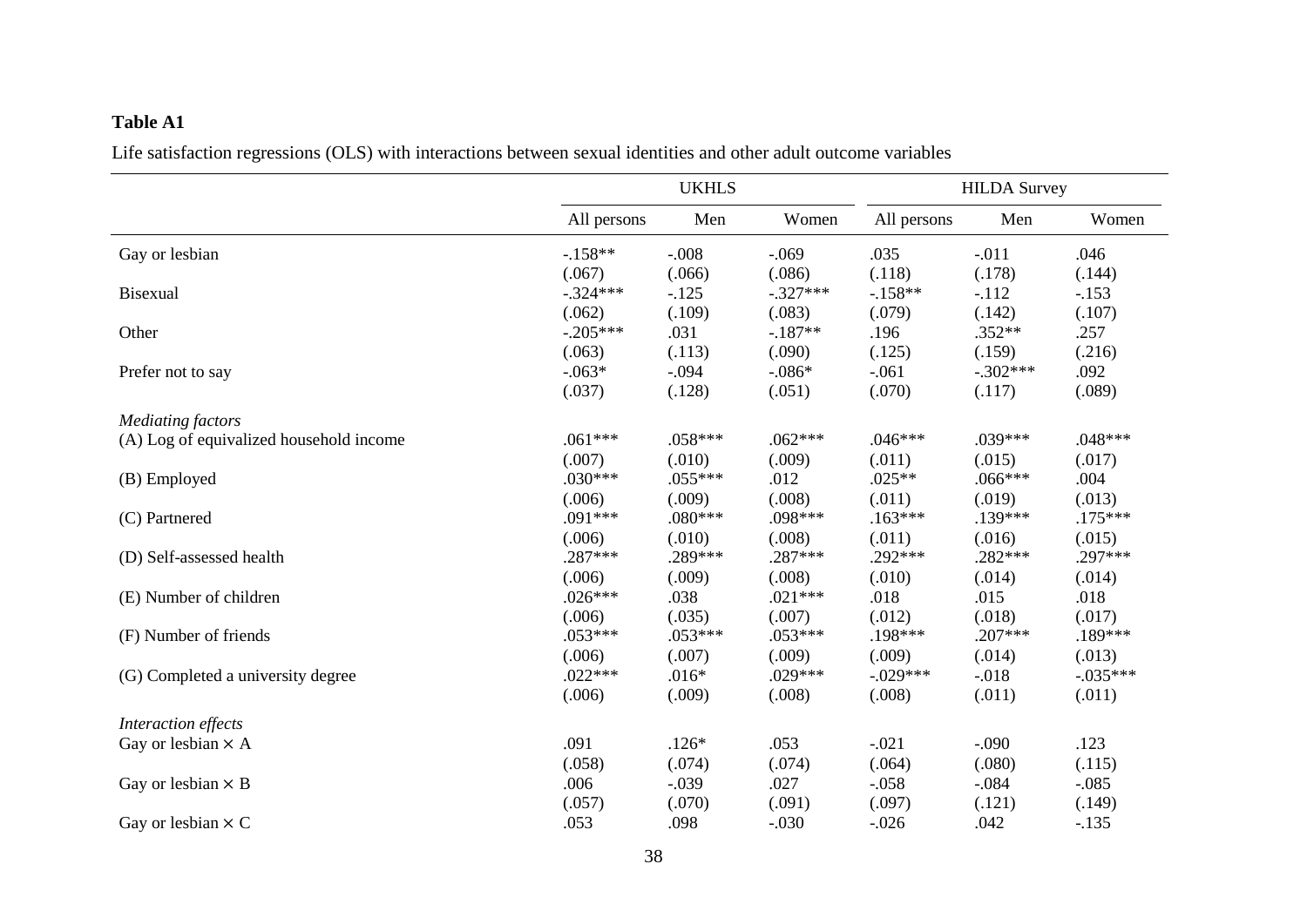**Table A1**

Life satisfaction regressions (OLS) with interactions between sexual identities and other adult outcome variables

| | UKHLS | | | HILDA Survey | | |
|---|---|---|---|---|---|---|
| | All persons | Men | Women | All persons | Men | Women |
| Gay or lesbian | -.158** | -.008 | -.069 | .035 | -.011 | .046 |
| | (.067) | (.066) | (.086) | (.118) | (.178) | (.144) |
| Bisexual | -.324*** | -.125 | -.327*** | -.158** | -.112 | -.153 |
| | (.062) | (.109) | (.083) | (.079) | (.142) | (.107) |
| Other | -.205*** | .031 | -.187** | .196 | .352** | .257 |
| | (.063) | (.113) | (.090) | (.125) | (.159) | (.216) |
| Prefer not to say | -.063* | -.094 | -.086* | -.061 | -.302*** | .092 |
| | (.037) | (.128) | (.051) | (.070) | (.117) | (.089) |
| *Mediating factors* | | | | | | |
| (A) Log of equivalized household income | .061*** | .058*** | .062*** | .046*** | .039*** | .048*** |
| | (.007) | (.010) | (.009) | (.011) | (.015) | (.017) |
| (B) Employed | .030*** | .055*** | .012 | .025** | .066*** | .004 |
| | (.006) | (.009) | (.008) | (.011) | (.019) | (.013) |
| (C) Partnered | .091*** | .080*** | .098*** | .163*** | .139*** | .175*** |
| | (.006) | (.010) | (.008) | (.011) | (.016) | (.015) |
| (D) Self-assessed health | .287*** | .289*** | .287*** | .292*** | .282*** | .297*** |
| | (.006) | (.009) | (.008) | (.010) | (.014) | (.014) |
| (E) Number of children | .026*** | .038 | .021*** | .018 | .015 | .018 |
| | (.006) | (.035) | (.007) | (.012) | (.018) | (.017) |
| (F) Number of friends | .053*** | .053*** | .053*** | .198*** | .207*** | .189*** |
| | (.006) | (.007) | (.009) | (.009) | (.014) | (.013) |
| (G) Completed a university degree | .022*** | .016* | .029*** | -.029*** | -.018 | -.035*** |
| | (.006) | (.009) | (.008) | (.008) | (.011) | (.011) |
| *Interaction effects* | | | | | | |
| Gay or lesbian × A | .091 | .126* | .053 | -.021 | -.090 | .123 |
| | (.058) | (.074) | (.074) | (.064) | (.080) | (.115) |
| Gay or lesbian × B | .006 | -.039 | .027 | -.058 | -.084 | -.085 |
| | (.057) | (.070) | (.091) | (.097) | (.121) | (.149) |
| Gay or lesbian × C | .053 | .098 | -.030 | -.026 | .042 | -.135 |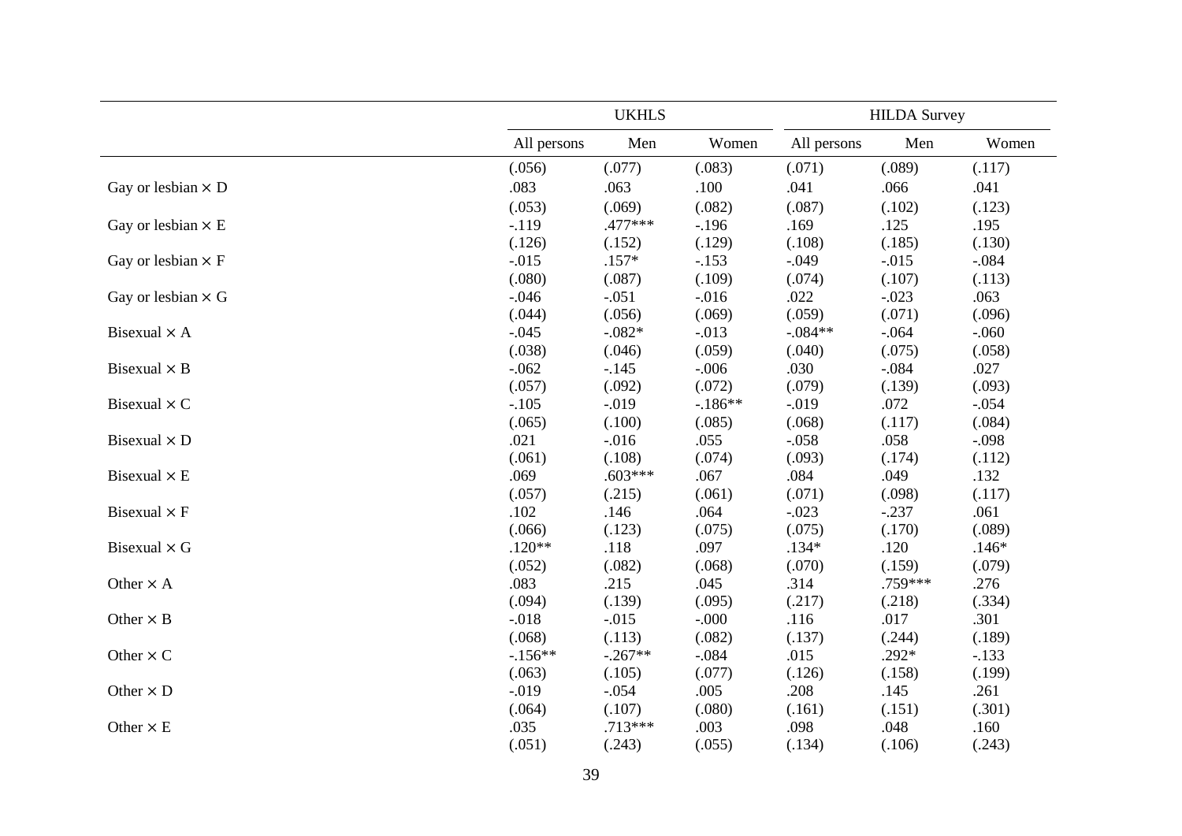| | UKHLS | | | HILDA Survey | | |
|---|---|---|---|---|---|---|
| | All persons | Men | Women | All persons | Men | Women |
| | (.056) | (.077) | (.083) | (.071) | (.089) | (.117) |
| Gay or lesbian × D | .083 | .063 | .100 | .041 | .066 | .041 |
| | (.053) | (.069) | (.082) | (.087) | (.102) | (.123) |
| Gay or lesbian × E | -.119 | .477*** | -.196 | .169 | .125 | .195 |
| | (.126) | (.152) | (.129) | (.108) | (.185) | (.130) |
| Gay or lesbian × F | -.015 | .157* | -.153 | -.049 | -.015 | -.084 |
| | (.080) | (.087) | (.109) | (.074) | (.107) | (.113) |
| Gay or lesbian × G | -.046 | -.051 | -.016 | .022 | -.023 | .063 |
| | (.044) | (.056) | (.069) | (.059) | (.071) | (.096) |
| Bisexual × A | -.045 | -.082* | -.013 | -.084** | -.064 | -.060 |
| | (.038) | (.046) | (.059) | (.040) | (.075) | (.058) |
| Bisexual × B | -.062 | -.145 | -.006 | .030 | -.084 | .027 |
| | (.057) | (.092) | (.072) | (.079) | (.139) | (.093) |
| Bisexual × C | -.105 | -.019 | -.186** | -.019 | .072 | -.054 |
| | (.065) | (.100) | (.085) | (.068) | (.117) | (.084) |
| Bisexual × D | .021 | -.016 | .055 | -.058 | .058 | -.098 |
| | (.061) | (.108) | (.074) | (.093) | (.174) | (.112) |
| Bisexual × E | .069 | .603*** | .067 | .084 | .049 | .132 |
| | (.057) | (.215) | (.061) | (.071) | (.098) | (.117) |
| Bisexual × F | .102 | .146 | .064 | -.023 | -.237 | .061 |
| | (.066) | (.123) | (.075) | (.075) | (.170) | (.089) |
| Bisexual × G | .120** | .118 | .097 | .134* | .120 | .146* |
| | (.052) | (.082) | (.068) | (.070) | (.159) | (.079) |
| Other × A | .083 | .215 | .045 | .314 | .759*** | .276 |
| | (.094) | (.139) | (.095) | (.217) | (.218) | (.334) |
| Other × B | -.018 | -.015 | -.000 | .116 | .017 | .301 |
| | (.068) | (.113) | (.082) | (.137) | (.244) | (.189) |
| Other × C | -.156** | -.267** | -.084 | .015 | .292* | -.133 |
| | (.063) | (.105) | (.077) | (.126) | (.158) | (.199) |
| Other × D | -.019 | -.054 | .005 | .208 | .145 | .261 |
| | (.064) | (.107) | (.080) | (.161) | (.151) | (.301) |
| Other × E | .035 | .713*** | .003 | .098 | .048 | .160 |
| | (.051) | (.243) | (.055) | (.134) | (.106) | (.243) |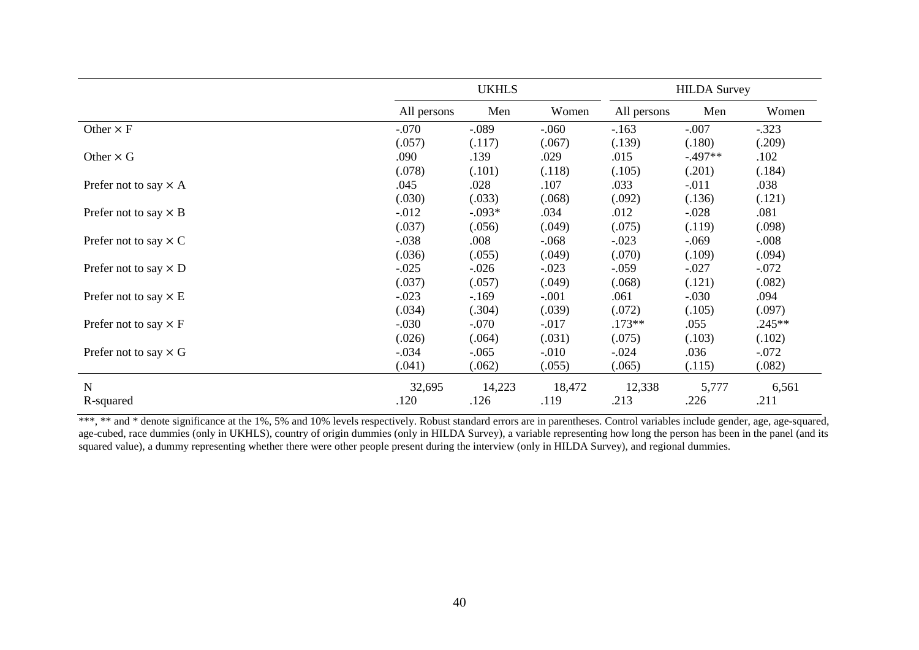| | UKHLS | | | HILDA Survey | | |
|---|---|---|---|---|---|---|
| | All persons | Men | Women | All persons | Men | Women |
| Other × F | -.070 | -.089 | -.060 | -.163 | -.007 | -.323 |
| | (.057) | (.117) | (.067) | (.139) | (.180) | (.209) |
| Other × G | .090 | .139 | .029 | .015 | -.497** | .102 |
| | (.078) | (.101) | (.118) | (.105) | (.201) | (.184) |
| Prefer not to say × A | .045 | .028 | .107 | .033 | -.011 | .038 |
| | (.030) | (.033) | (.068) | (.092) | (.136) | (.121) |
| Prefer not to say × B | -.012 | -.093* | .034 | .012 | -.028 | .081 |
| | (.037) | (.056) | (.049) | (.075) | (.119) | (.098) |
| Prefer not to say × C | -.038 | .008 | -.068 | -.023 | -.069 | -.008 |
| | (.036) | (.055) | (.049) | (.070) | (.109) | (.094) |
| Prefer not to say × D | -.025 | -.026 | -.023 | -.059 | -.027 | -.072 |
| | (.037) | (.057) | (.049) | (.068) | (.121) | (.082) |
| Prefer not to say × E | -.023 | -.169 | -.001 | .061 | -.030 | .094 |
| | (.034) | (.304) | (.039) | (.072) | (.105) | (.097) |
| Prefer not to say × F | -.030 | -.070 | -.017 | .173** | .055 | .245** |
| | (.026) | (.064) | (.031) | (.075) | (.103) | (.102) |
| Prefer not to say × G | -.034 | -.065 | -.010 | -.024 | .036 | -.072 |
| | (.041) | (.062) | (.055) | (.065) | (.115) | (.082) |
| N | 32,695 | 14,223 | 18,472 | 12,338 | 5,777 | 6,561 |
| R-squared | .120 | .126 | .119 | .213 | .226 | .211 |

***, ** and * denote significance at the 1%, 5% and 10% levels respectively. Robust standard errors are in parentheses. Control variables include gender, age, age-squared, age-cubed, race dummies (only in UKHLS), country of origin dummies (only in HILDA Survey), a variable representing how long the person has been in the panel (and its squared value), a dummy representing whether there were other people present during the interview (only in HILDA Survey), and regional dummies.